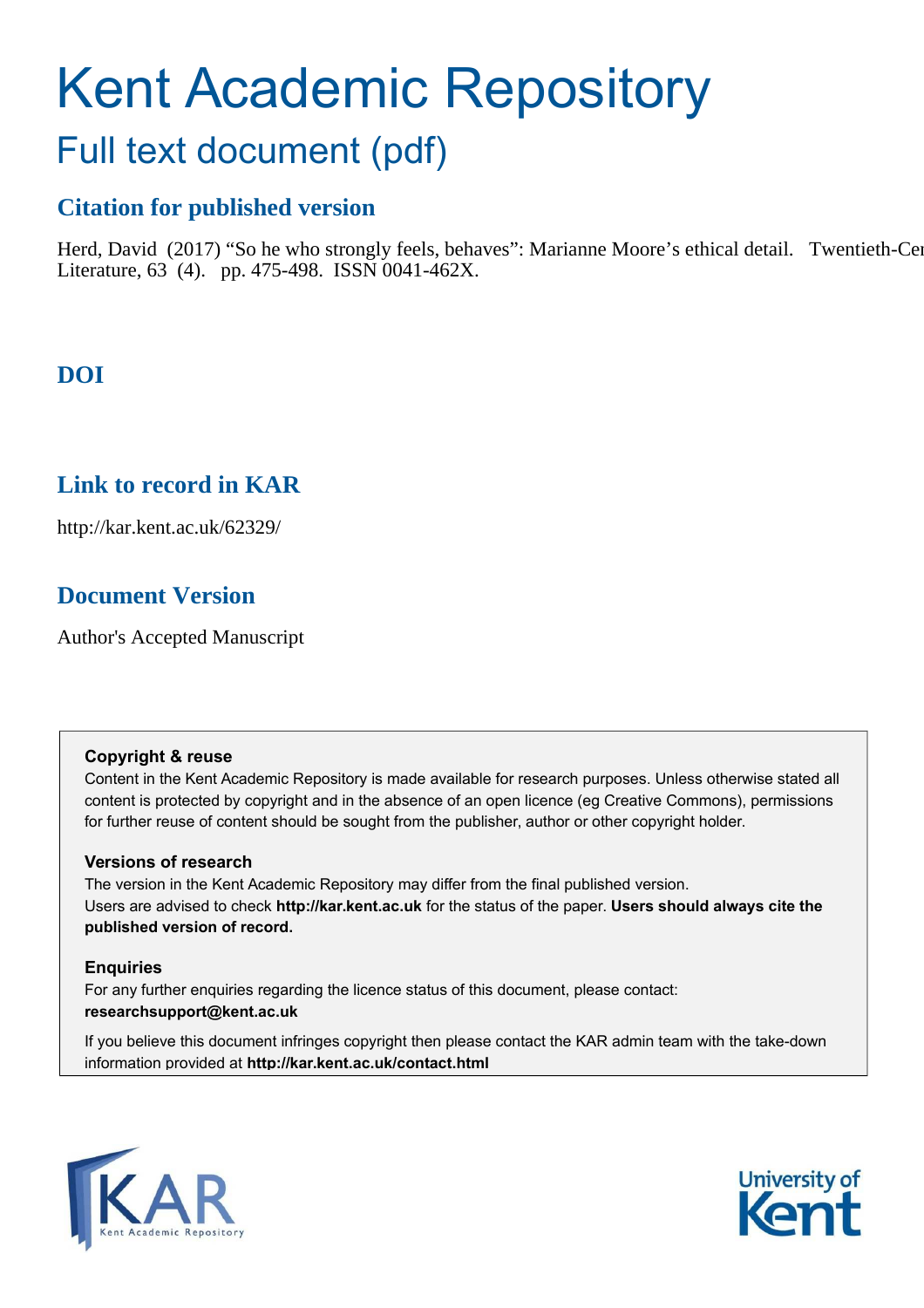# Kent Academic Repository

## Full text document (pdf)

### Citation for published version

Herd, David (2017) "So he who strongly feels, behaves": Marianne Moore's ethical detail. Twentieth-Century Literature, 63 (4). pp. 475-498. ISSN 0041-462X.

### DOI

### Link to record in KAR

http://kar.kent.ac.uk/62329/

### Document Version

Author's Accepted Manuscript

**Copyright & reuse**

Content in the Kent Academic Repository is made available for research purposes. Unless otherwise stated all content is protected by copyright and in the absence of an open licence (eg Creative Commons), permissions for further reuse of content should be sought from the publisher, author or other copyright holder.

**Versions of research**

The version in the Kent Academic Repository may differ from the final published version.
Users are advised to check **http://kar.kent.ac.uk** for the status of the paper. **Users should always cite the published version of record.**

**Enquiries**

For any further enquiries regarding the licence status of this document, please contact:
**researchsupport@kent.ac.uk**

If you believe this document infringes copyright then please contact the KAR admin team with the take-down information provided at **http://kar.kent.ac.uk/contact.html**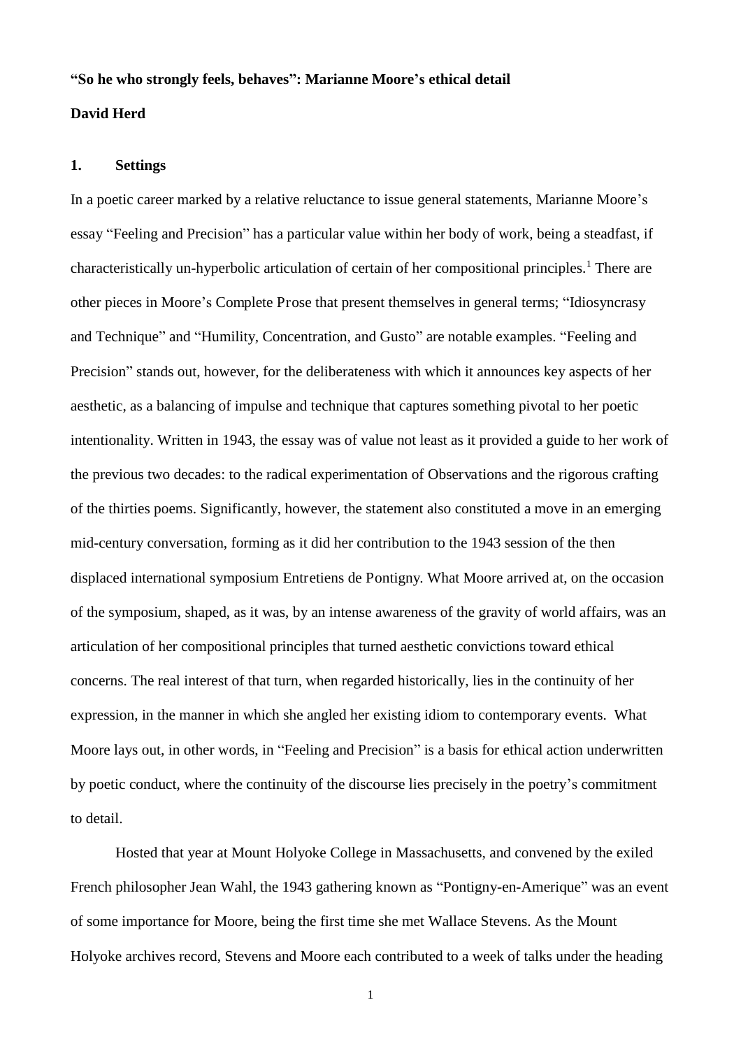**"So he who strongly feels, behaves": Marianne Moore's ethical detail**

**David Herd**

## 1. Settings

In a poetic career marked by a relative reluctance to issue general statements, Marianne Moore's essay "Feeling and Precision" has a particular value within her body of work, being a steadfast, if characteristically un-hyperbolic articulation of certain of her compositional principles.[1] There are other pieces in Moore's Complete Prose that present themselves in general terms; "Idiosyncrasy and Technique" and "Humility, Concentration, and Gusto" are notable examples. "Feeling and Precision" stands out, however, for the deliberateness with which it announces key aspects of her aesthetic, as a balancing of impulse and technique that captures something pivotal to her poetic intentionality. Written in 1943, the essay was of value not least as it provided a guide to her work of the previous two decades: to the radical experimentation of Observations and the rigorous crafting of the thirties poems. Significantly, however, the statement also constituted a move in an emerging mid-century conversation, forming as it did her contribution to the 1943 session of the then displaced international symposium Entretiens de Pontigny. What Moore arrived at, on the occasion of the symposium, shaped, as it was, by an intense awareness of the gravity of world affairs, was an articulation of her compositional principles that turned aesthetic convictions toward ethical concerns. The real interest of that turn, when regarded historically, lies in the continuity of her expression, in the manner in which she angled her existing idiom to contemporary events. What Moore lays out, in other words, in "Feeling and Precision" is a basis for ethical action underwritten by poetic conduct, where the continuity of the discourse lies precisely in the poetry's commitment to detail.

Hosted that year at Mount Holyoke College in Massachusetts, and convened by the exiled French philosopher Jean Wahl, the 1943 gathering known as "Pontigny-en-Amerique" was an event of some importance for Moore, being the first time she met Wallace Stevens. As the Mount Holyoke archives record, Stevens and Moore each contributed to a week of talks under the heading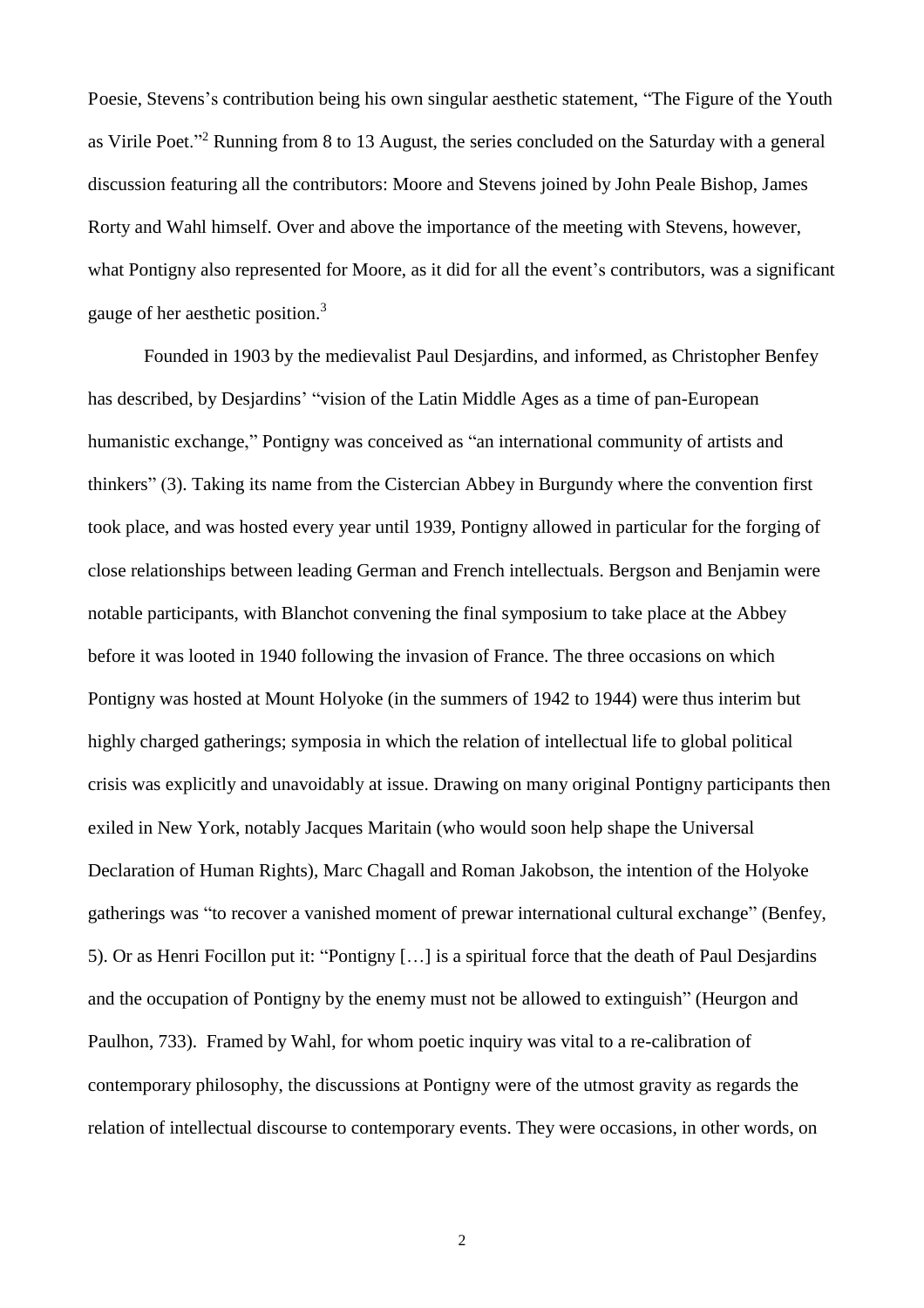Poesie, Stevens's contribution being his own singular aesthetic statement, "The Figure of the Youth as Virile Poet."[2] Running from 8 to 13 August, the series concluded on the Saturday with a general discussion featuring all the contributors: Moore and Stevens joined by John Peale Bishop, James Rorty and Wahl himself. Over and above the importance of the meeting with Stevens, however, what Pontigny also represented for Moore, as it did for all the event's contributors, was a significant gauge of her aesthetic position.[3]

Founded in 1903 by the medievalist Paul Desjardins, and informed, as Christopher Benfey has described, by Desjardins' "vision of the Latin Middle Ages as a time of pan-European humanistic exchange," Pontigny was conceived as "an international community of artists and thinkers" (3). Taking its name from the Cistercian Abbey in Burgundy where the convention first took place, and was hosted every year until 1939, Pontigny allowed in particular for the forging of close relationships between leading German and French intellectuals. Bergson and Benjamin were notable participants, with Blanchot convening the final symposium to take place at the Abbey before it was looted in 1940 following the invasion of France. The three occasions on which Pontigny was hosted at Mount Holyoke (in the summers of 1942 to 1944) were thus interim but highly charged gatherings; symposia in which the relation of intellectual life to global political crisis was explicitly and unavoidably at issue. Drawing on many original Pontigny participants then exiled in New York, notably Jacques Maritain (who would soon help shape the Universal Declaration of Human Rights), Marc Chagall and Roman Jakobson, the intention of the Holyoke gatherings was "to recover a vanished moment of prewar international cultural exchange" (Benfey, 5). Or as Henri Focillon put it: "Pontigny […] is a spiritual force that the death of Paul Desjardins and the occupation of Pontigny by the enemy must not be allowed to extinguish" (Heurgon and Paulhon, 733). Framed by Wahl, for whom poetic inquiry was vital to a re-calibration of contemporary philosophy, the discussions at Pontigny were of the utmost gravity as regards the relation of intellectual discourse to contemporary events. They were occasions, in other words, on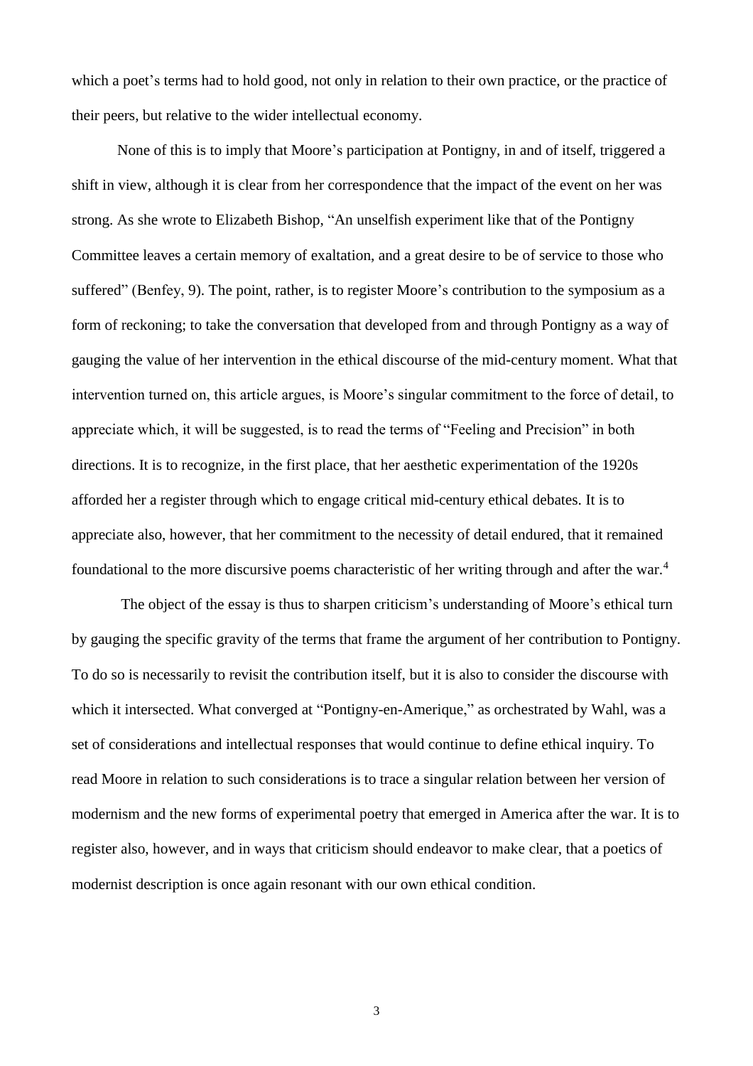which a poet's terms had to hold good, not only in relation to their own practice, or the practice of their peers, but relative to the wider intellectual economy.

None of this is to imply that Moore's participation at Pontigny, in and of itself, triggered a shift in view, although it is clear from her correspondence that the impact of the event on her was strong. As she wrote to Elizabeth Bishop, "An unselfish experiment like that of the Pontigny Committee leaves a certain memory of exaltation, and a great desire to be of service to those who suffered" (Benfey, 9). The point, rather, is to register Moore's contribution to the symposium as a form of reckoning; to take the conversation that developed from and through Pontigny as a way of gauging the value of her intervention in the ethical discourse of the mid-century moment. What that intervention turned on, this article argues, is Moore's singular commitment to the force of detail, to appreciate which, it will be suggested, is to read the terms of "Feeling and Precision" in both directions. It is to recognize, in the first place, that her aesthetic experimentation of the 1920s afforded her a register through which to engage critical mid-century ethical debates. It is to appreciate also, however, that her commitment to the necessity of detail endured, that it remained foundational to the more discursive poems characteristic of her writing through and after the war.[4]

The object of the essay is thus to sharpen criticism's understanding of Moore's ethical turn by gauging the specific gravity of the terms that frame the argument of her contribution to Pontigny. To do so is necessarily to revisit the contribution itself, but it is also to consider the discourse with which it intersected. What converged at "Pontigny-en-Amerique," as orchestrated by Wahl, was a set of considerations and intellectual responses that would continue to define ethical inquiry. To read Moore in relation to such considerations is to trace a singular relation between her version of modernism and the new forms of experimental poetry that emerged in America after the war. It is to register also, however, and in ways that criticism should endeavor to make clear, that a poetics of modernist description is once again resonant with our own ethical condition.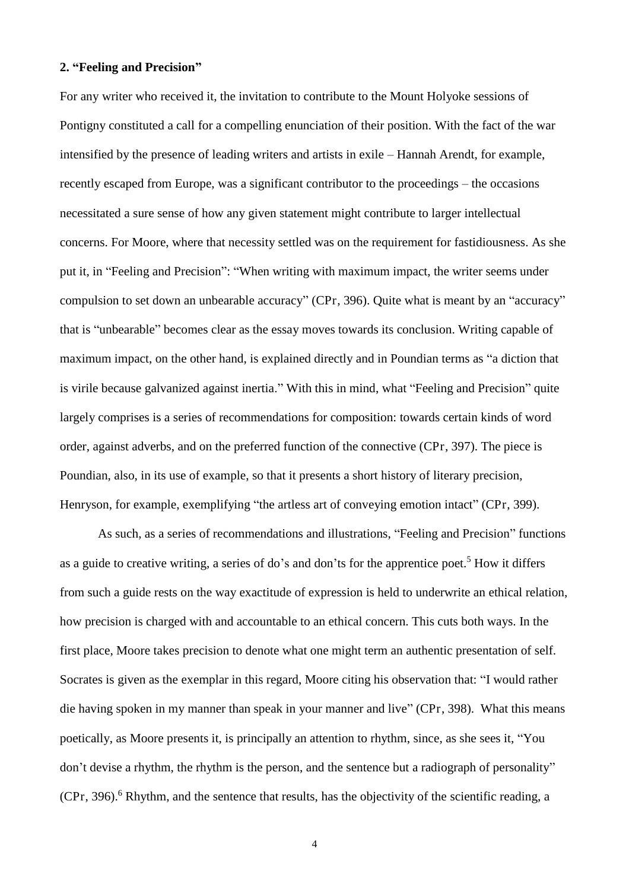## 2. "Feeling and Precision"

For any writer who received it, the invitation to contribute to the Mount Holyoke sessions of Pontigny constituted a call for a compelling enunciation of their position. With the fact of the war intensified by the presence of leading writers and artists in exile – Hannah Arendt, for example, recently escaped from Europe, was a significant contributor to the proceedings – the occasions necessitated a sure sense of how any given statement might contribute to larger intellectual concerns. For Moore, where that necessity settled was on the requirement for fastidiousness. As she put it, in "Feeling and Precision": "When writing with maximum impact, the writer seems under compulsion to set down an unbearable accuracy" (CPr, 396). Quite what is meant by an "accuracy" that is "unbearable" becomes clear as the essay moves towards its conclusion. Writing capable of maximum impact, on the other hand, is explained directly and in Poundian terms as "a diction that is virile because galvanized against inertia." With this in mind, what "Feeling and Precision" quite largely comprises is a series of recommendations for composition: towards certain kinds of word order, against adverbs, and on the preferred function of the connective (CPr, 397). The piece is Poundian, also, in its use of example, so that it presents a short history of literary precision, Henryson, for example, exemplifying "the artless art of conveying emotion intact" (CPr, 399).

As such, as a series of recommendations and illustrations, "Feeling and Precision" functions as a guide to creative writing, a series of do's and don'ts for the apprentice poet.[5] How it differs from such a guide rests on the way exactitude of expression is held to underwrite an ethical relation, how precision is charged with and accountable to an ethical concern. This cuts both ways. In the first place, Moore takes precision to denote what one might term an authentic presentation of self. Socrates is given as the exemplar in this regard, Moore citing his observation that: "I would rather die having spoken in my manner than speak in your manner and live" (CPr, 398). What this means poetically, as Moore presents it, is principally an attention to rhythm, since, as she sees it, "You don't devise a rhythm, the rhythm is the person, and the sentence but a radiograph of personality" (CPr, 396).[6] Rhythm, and the sentence that results, has the objectivity of the scientific reading, a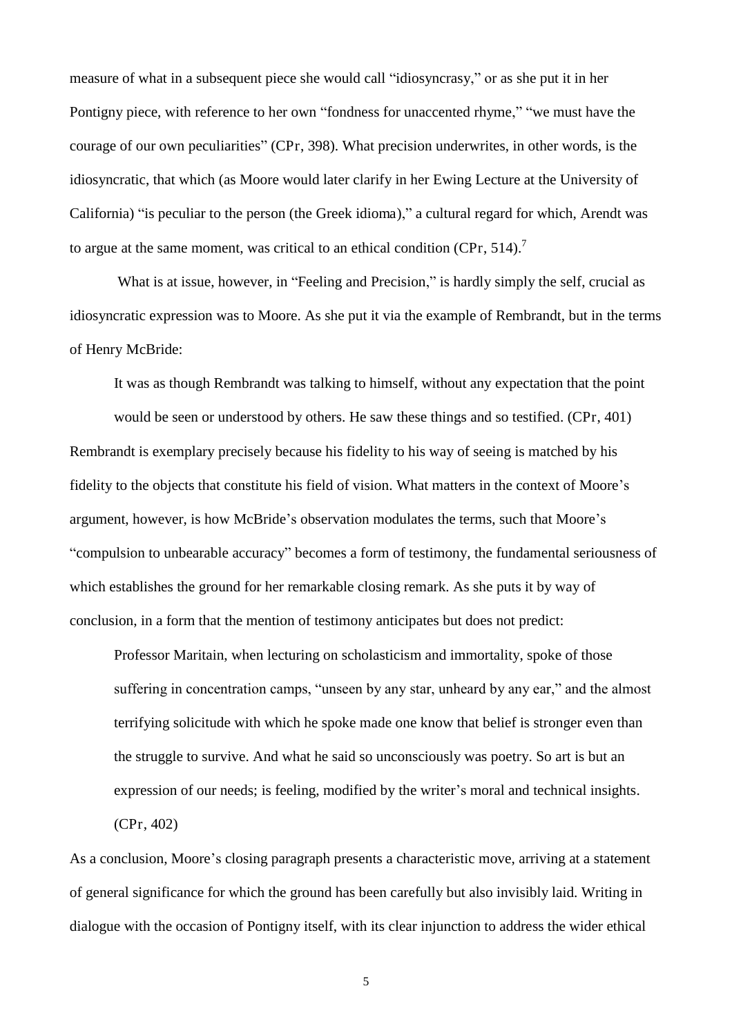measure of what in a subsequent piece she would call "idiosyncrasy," or as she put it in her Pontigny piece, with reference to her own "fondness for unaccented rhyme," "we must have the courage of our own peculiarities" (CPr, 398). What precision underwrites, in other words, is the idiosyncratic, that which (as Moore would later clarify in her Ewing Lecture at the University of California) "is peculiar to the person (the Greek idioma)," a cultural regard for which, Arendt was to argue at the same moment, was critical to an ethical condition (CPr, 514).[7]

What is at issue, however, in "Feeling and Precision," is hardly simply the self, crucial as idiosyncratic expression was to Moore. As she put it via the example of Rembrandt, but in the terms of Henry McBride:

> It was as though Rembrandt was talking to himself, without any expectation that the point would be seen or understood by others. He saw these things and so testified. (CPr, 401)

Rembrandt is exemplary precisely because his fidelity to his way of seeing is matched by his fidelity to the objects that constitute his field of vision. What matters in the context of Moore's argument, however, is how McBride's observation modulates the terms, such that Moore's "compulsion to unbearable accuracy" becomes a form of testimony, the fundamental seriousness of which establishes the ground for her remarkable closing remark. As she puts it by way of conclusion, in a form that the mention of testimony anticipates but does not predict:

> Professor Maritain, when lecturing on scholasticism and immortality, spoke of those suffering in concentration camps, "unseen by any star, unheard by any ear," and the almost terrifying solicitude with which he spoke made one know that belief is stronger even than the struggle to survive. And what he said so unconsciously was poetry. So art is but an expression of our needs; is feeling, modified by the writer's moral and technical insights. (CPr, 402)

As a conclusion, Moore's closing paragraph presents a characteristic move, arriving at a statement of general significance for which the ground has been carefully but also invisibly laid. Writing in dialogue with the occasion of Pontigny itself, with its clear injunction to address the wider ethical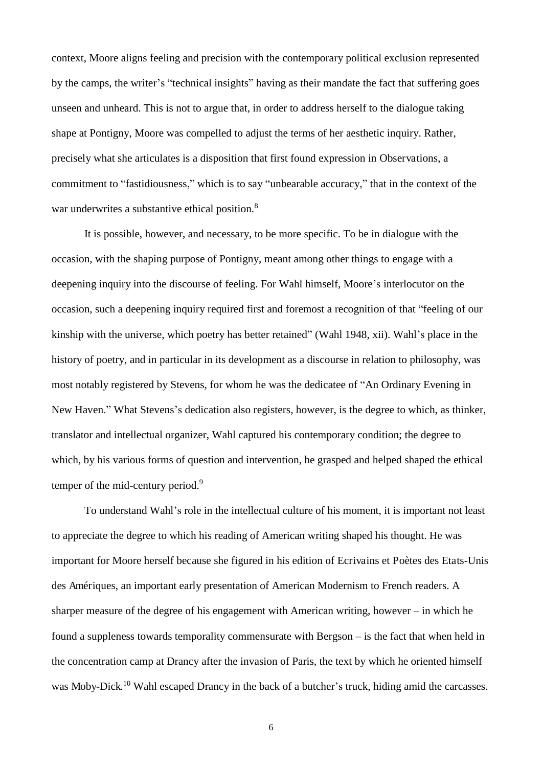context, Moore aligns feeling and precision with the contemporary political exclusion represented by the camps, the writer's "technical insights" having as their mandate the fact that suffering goes unseen and unheard. This is not to argue that, in order to address herself to the dialogue taking shape at Pontigny, Moore was compelled to adjust the terms of her aesthetic inquiry. Rather, precisely what she articulates is a disposition that first found expression in Observations, a commitment to "fastidiousness," which is to say "unbearable accuracy," that in the context of the war underwrites a substantive ethical position.[8]

It is possible, however, and necessary, to be more specific. To be in dialogue with the occasion, with the shaping purpose of Pontigny, meant among other things to engage with a deepening inquiry into the discourse of feeling. For Wahl himself, Moore's interlocutor on the occasion, such a deepening inquiry required first and foremost a recognition of that "feeling of our kinship with the universe, which poetry has better retained" (Wahl 1948, xii). Wahl's place in the history of poetry, and in particular in its development as a discourse in relation to philosophy, was most notably registered by Stevens, for whom he was the dedicatee of "An Ordinary Evening in New Haven." What Stevens's dedication also registers, however, is the degree to which, as thinker, translator and intellectual organizer, Wahl captured his contemporary condition; the degree to which, by his various forms of question and intervention, he grasped and helped shaped the ethical temper of the mid-century period.[9]

To understand Wahl's role in the intellectual culture of his moment, it is important not least to appreciate the degree to which his reading of American writing shaped his thought. He was important for Moore herself because she figured in his edition of Ecrivains et Poètes des Etats-Unis des Amériques, an important early presentation of American Modernism to French readers. A sharper measure of the degree of his engagement with American writing, however – in which he found a suppleness towards temporality commensurate with Bergson – is the fact that when held in the concentration camp at Drancy after the invasion of Paris, the text by which he oriented himself was Moby-Dick.[10] Wahl escaped Drancy in the back of a butcher's truck, hiding amid the carcasses.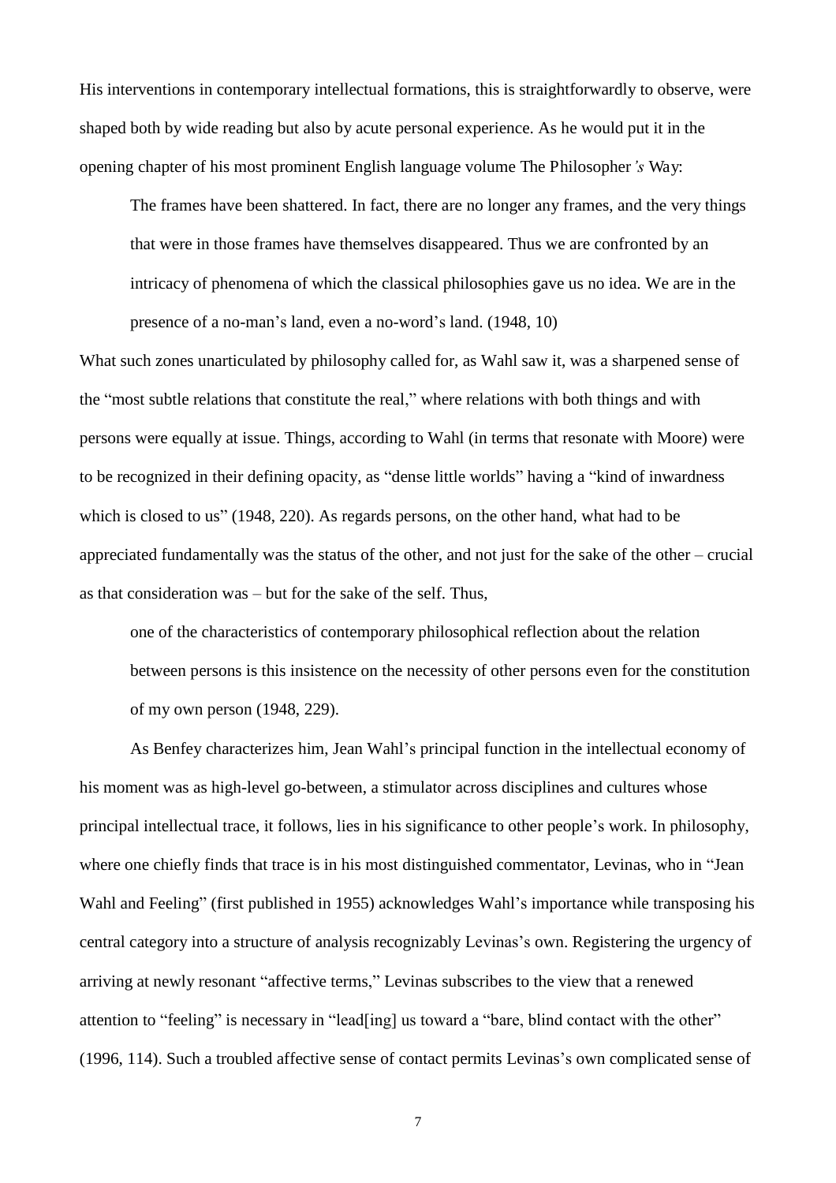His interventions in contemporary intellectual formations, this is straightforwardly to observe, were shaped both by wide reading but also by acute personal experience. As he would put it in the opening chapter of his most prominent English language volume The Philosopher*'s* Way:

> The frames have been shattered. In fact, there are no longer any frames, and the very things that were in those frames have themselves disappeared. Thus we are confronted by an intricacy of phenomena of which the classical philosophies gave us no idea. We are in the presence of a no-man's land, even a no-word's land. (1948, 10)

What such zones unarticulated by philosophy called for, as Wahl saw it, was a sharpened sense of the "most subtle relations that constitute the real," where relations with both things and with persons were equally at issue. Things, according to Wahl (in terms that resonate with Moore) were to be recognized in their defining opacity, as "dense little worlds" having a "kind of inwardness which is closed to us" (1948, 220). As regards persons, on the other hand, what had to be appreciated fundamentally was the status of the other, and not just for the sake of the other – crucial as that consideration was – but for the sake of the self. Thus,

> one of the characteristics of contemporary philosophical reflection about the relation between persons is this insistence on the necessity of other persons even for the constitution of my own person (1948, 229).

As Benfey characterizes him, Jean Wahl's principal function in the intellectual economy of his moment was as high-level go-between, a stimulator across disciplines and cultures whose principal intellectual trace, it follows, lies in his significance to other people's work. In philosophy, where one chiefly finds that trace is in his most distinguished commentator, Levinas, who in "Jean Wahl and Feeling" (first published in 1955) acknowledges Wahl's importance while transposing his central category into a structure of analysis recognizably Levinas's own. Registering the urgency of arriving at newly resonant "affective terms," Levinas subscribes to the view that a renewed attention to "feeling" is necessary in "lead[ing] us toward a "bare, blind contact with the other" (1996, 114). Such a troubled affective sense of contact permits Levinas's own complicated sense of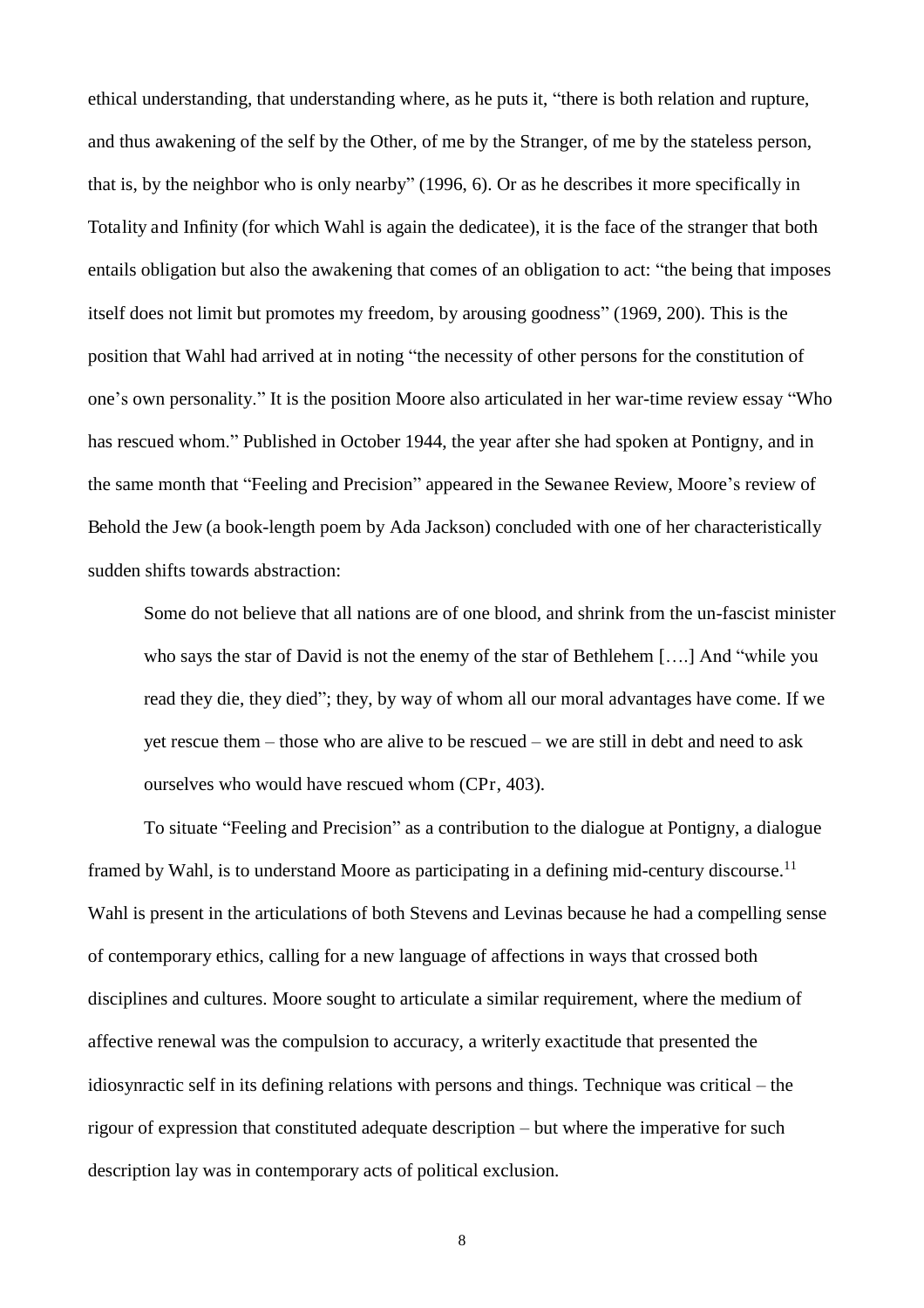ethical understanding, that understanding where, as he puts it, "there is both relation and rupture, and thus awakening of the self by the Other, of me by the Stranger, of me by the stateless person, that is, by the neighbor who is only nearby" (1996, 6). Or as he describes it more specifically in Totality and Infinity (for which Wahl is again the dedicatee), it is the face of the stranger that both entails obligation but also the awakening that comes of an obligation to act: "the being that imposes itself does not limit but promotes my freedom, by arousing goodness" (1969, 200). This is the position that Wahl had arrived at in noting "the necessity of other persons for the constitution of one's own personality." It is the position Moore also articulated in her war-time review essay "Who has rescued whom." Published in October 1944, the year after she had spoken at Pontigny, and in the same month that "Feeling and Precision" appeared in the Sewanee Review, Moore's review of Behold the Jew (a book-length poem by Ada Jackson) concluded with one of her characteristically sudden shifts towards abstraction:

> Some do not believe that all nations are of one blood, and shrink from the un-fascist minister who says the star of David is not the enemy of the star of Bethlehem [….] And "while you read they die, they died"; they, by way of whom all our moral advantages have come. If we yet rescue them – those who are alive to be rescued – we are still in debt and need to ask ourselves who would have rescued whom (CPr, 403).

To situate "Feeling and Precision" as a contribution to the dialogue at Pontigny, a dialogue framed by Wahl, is to understand Moore as participating in a defining mid-century discourse.[11] Wahl is present in the articulations of both Stevens and Levinas because he had a compelling sense of contemporary ethics, calling for a new language of affections in ways that crossed both disciplines and cultures. Moore sought to articulate a similar requirement, where the medium of affective renewal was the compulsion to accuracy, a writerly exactitude that presented the idiosyncractic self in its defining relations with persons and things. Technique was critical – the rigour of expression that constituted adequate description – but where the imperative for such description lay was in contemporary acts of political exclusion.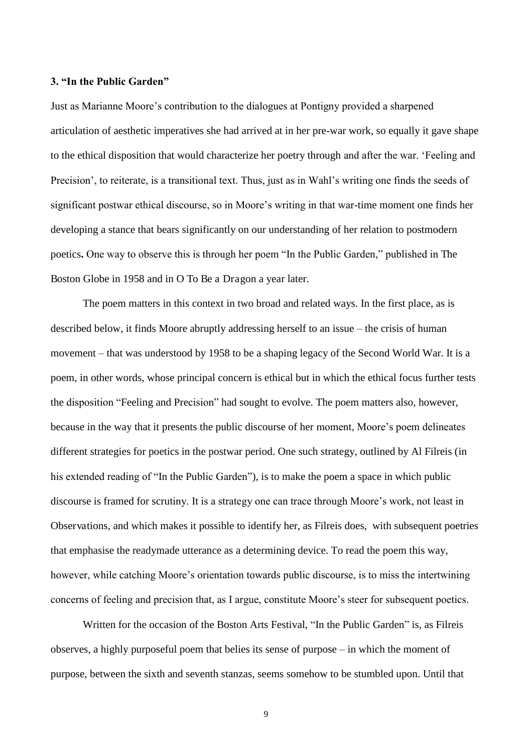### 3. "In the Public Garden"

Just as Marianne Moore's contribution to the dialogues at Pontigny provided a sharpened articulation of aesthetic imperatives she had arrived at in her pre-war work, so equally it gave shape to the ethical disposition that would characterize her poetry through and after the war. 'Feeling and Precision', to reiterate, is a transitional text. Thus, just as in Wahl's writing one finds the seeds of significant postwar ethical discourse, so in Moore's writing in that war-time moment one finds her developing a stance that bears significantly on our understanding of her relation to postmodern poetics**.** One way to observe this is through her poem "In the Public Garden," published in The Boston Globe in 1958 and in O To Be a Dragon a year later.

The poem matters in this context in two broad and related ways. In the first place, as is described below, it finds Moore abruptly addressing herself to an issue – the crisis of human movement – that was understood by 1958 to be a shaping legacy of the Second World War. It is a poem, in other words, whose principal concern is ethical but in which the ethical focus further tests the disposition "Feeling and Precision" had sought to evolve. The poem matters also, however, because in the way that it presents the public discourse of her moment, Moore's poem delineates different strategies for poetics in the postwar period. One such strategy, outlined by Al Filreis (in his extended reading of "In the Public Garden"), is to make the poem a space in which public discourse is framed for scrutiny. It is a strategy one can trace through Moore's work, not least in Observations, and which makes it possible to identify her, as Filreis does, with subsequent poetries that emphasise the readymade utterance as a determining device. To read the poem this way, however, while catching Moore's orientation towards public discourse, is to miss the intertwining concerns of feeling and precision that, as I argue, constitute Moore's steer for subsequent poetics.

Written for the occasion of the Boston Arts Festival, "In the Public Garden" is, as Filreis observes, a highly purposeful poem that belies its sense of purpose – in which the moment of purpose, between the sixth and seventh stanzas, seems somehow to be stumbled upon. Until that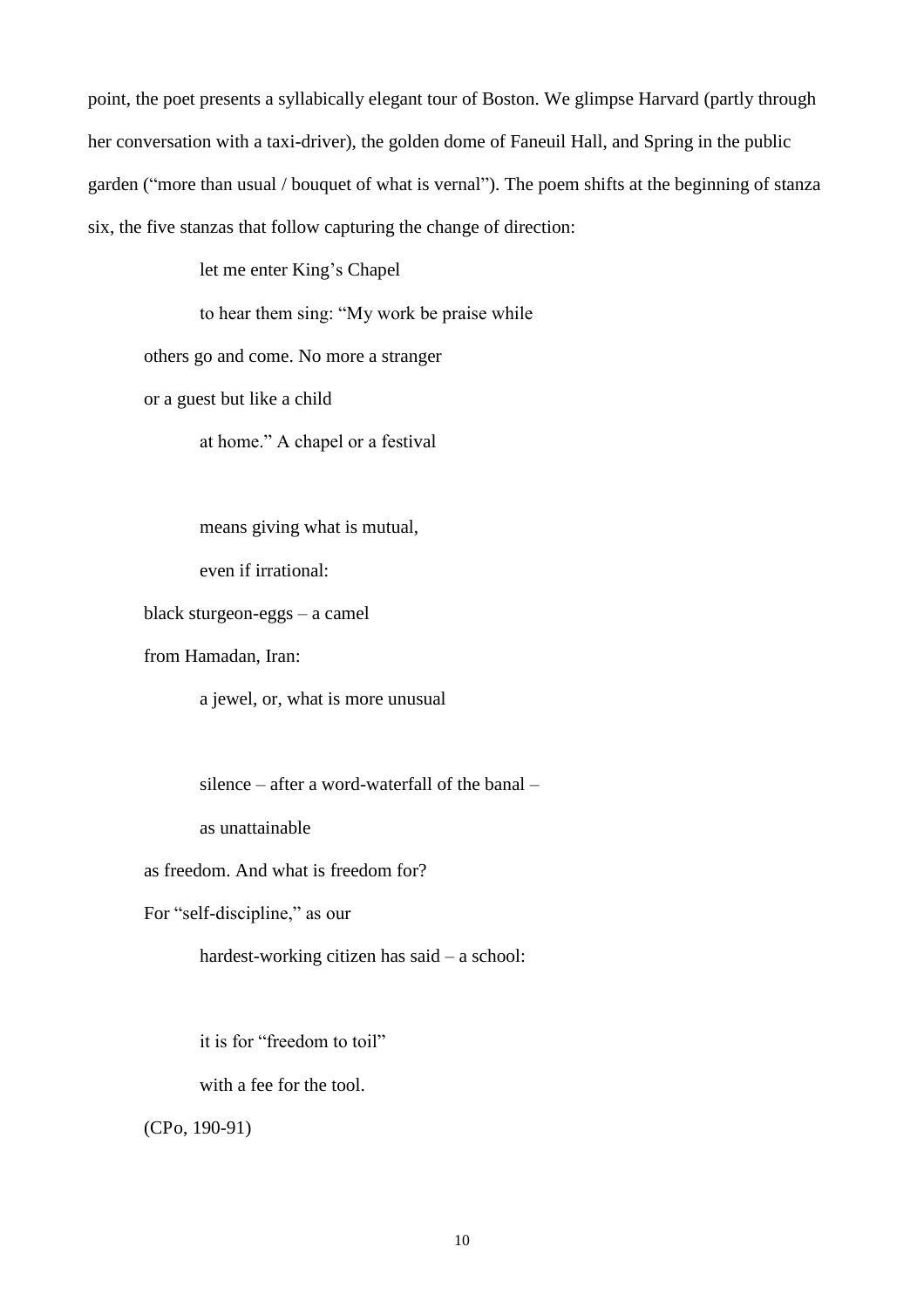point, the poet presents a syllabically elegant tour of Boston. We glimpse Harvard (partly through her conversation with a taxi-driver), the golden dome of Faneuil Hall, and Spring in the public garden ("more than usual / bouquet of what is vernal"). The poem shifts at the beginning of stanza six, the five stanzas that follow capturing the change of direction:

> let me enter King's Chapel
> to hear them sing: "My work be praise while
> others go and come. No more a stranger
> or a guest but like a child
> at home." A chapel or a festival
>
> means giving what is mutual,
> even if irrational:
> black sturgeon-eggs – a camel
> from Hamadan, Iran:
> a jewel, or, what is more unusual
>
> silence – after a word-waterfall of the banal –
> as unattainable
> as freedom. And what is freedom for?
> For "self-discipline," as our
> hardest-working citizen has said – a school:
>
> it is for "freedom to toil"
> with a fee for the tool.
>
> (CPo, 190-91)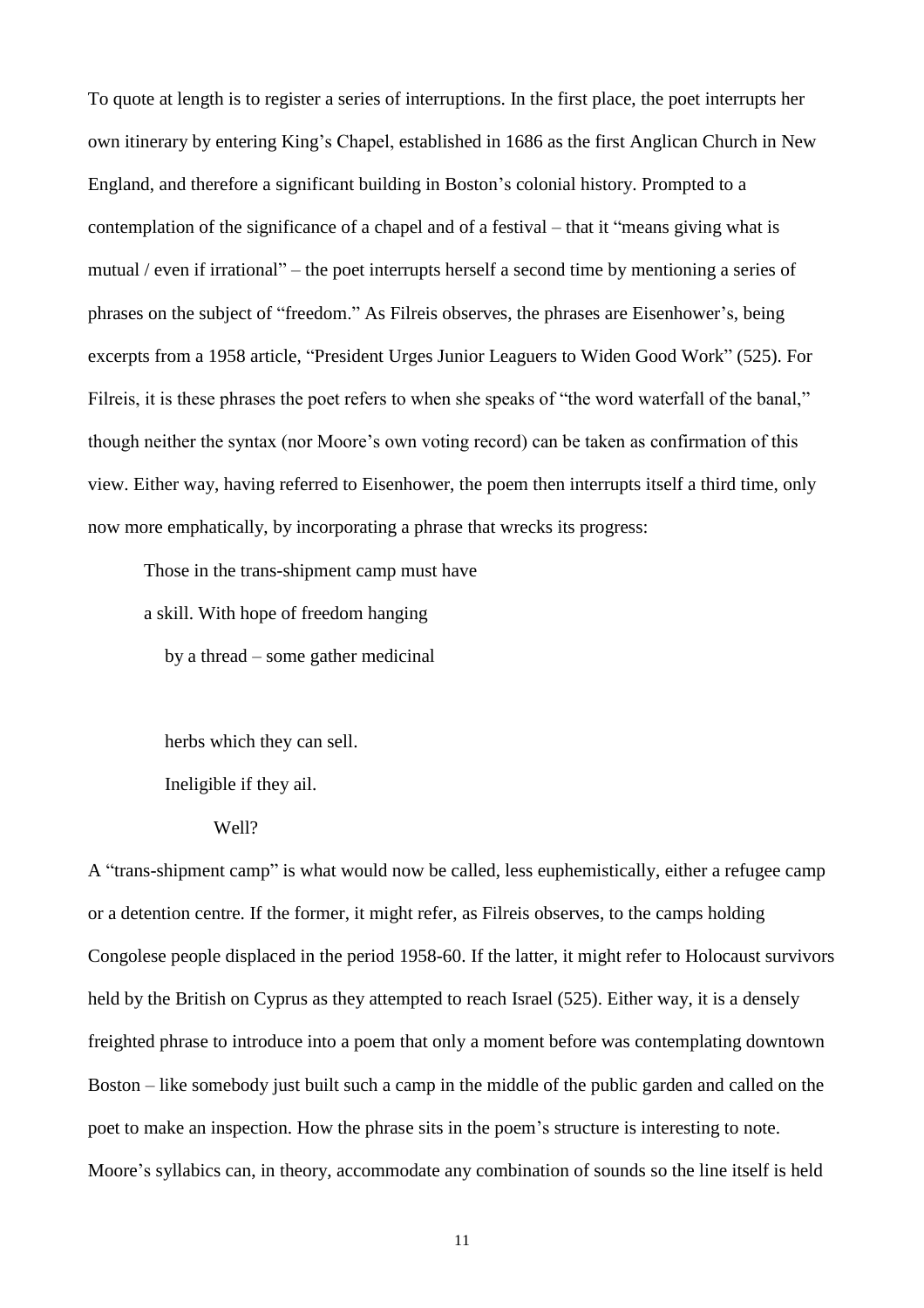To quote at length is to register a series of interruptions. In the first place, the poet interrupts her own itinerary by entering King's Chapel, established in 1686 as the first Anglican Church in New England, and therefore a significant building in Boston's colonial history. Prompted to a contemplation of the significance of a chapel and of a festival – that it "means giving what is mutual / even if irrational" – the poet interrupts herself a second time by mentioning a series of phrases on the subject of "freedom." As Filreis observes, the phrases are Eisenhower's, being excerpts from a 1958 article, "President Urges Junior Leaguers to Widen Good Work" (525). For Filreis, it is these phrases the poet refers to when she speaks of "the word waterfall of the banal," though neither the syntax (nor Moore's own voting record) can be taken as confirmation of this view. Either way, having referred to Eisenhower, the poem then interrupts itself a third time, only now more emphatically, by incorporating a phrase that wrecks its progress:

> Those in the trans-shipment camp must have
> a skill. With hope of freedom hanging
> by a thread – some gather medicinal
>
> herbs which they can sell.
> Ineligible if they ail.
> Well?

A "trans-shipment camp" is what would now be called, less euphemistically, either a refugee camp or a detention centre. If the former, it might refer, as Filreis observes, to the camps holding Congolese people displaced in the period 1958-60. If the latter, it might refer to Holocaust survivors held by the British on Cyprus as they attempted to reach Israel (525). Either way, it is a densely freighted phrase to introduce into a poem that only a moment before was contemplating downtown Boston – like somebody just built such a camp in the middle of the public garden and called on the poet to make an inspection. How the phrase sits in the poem's structure is interesting to note. Moore's syllabics can, in theory, accommodate any combination of sounds so the line itself is held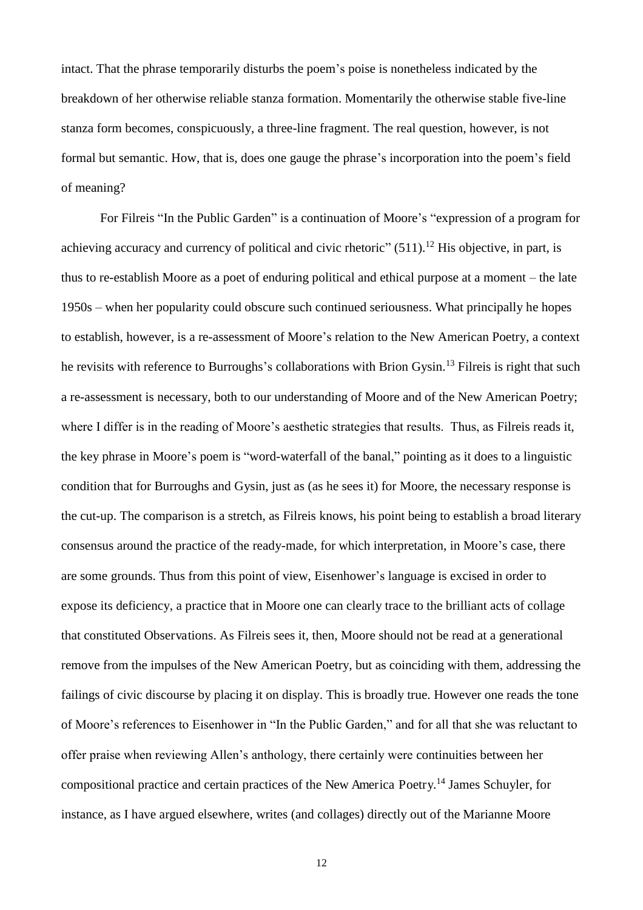intact. That the phrase temporarily disturbs the poem's poise is nonetheless indicated by the breakdown of her otherwise reliable stanza formation. Momentarily the otherwise stable five-line stanza form becomes, conspicuously, a three-line fragment. The real question, however, is not formal but semantic. How, that is, does one gauge the phrase's incorporation into the poem's field of meaning?

For Filreis "In the Public Garden" is a continuation of Moore's "expression of a program for achieving accuracy and currency of political and civic rhetoric" (511).[12] His objective, in part, is thus to re-establish Moore as a poet of enduring political and ethical purpose at a moment – the late 1950s – when her popularity could obscure such continued seriousness. What principally he hopes to establish, however, is a re-assessment of Moore's relation to the New American Poetry, a context he revisits with reference to Burroughs's collaborations with Brion Gysin.[13] Filreis is right that such a re-assessment is necessary, both to our understanding of Moore and of the New American Poetry; where I differ is in the reading of Moore's aesthetic strategies that results. Thus, as Filreis reads it, the key phrase in Moore's poem is "word-waterfall of the banal," pointing as it does to a linguistic condition that for Burroughs and Gysin, just as (as he sees it) for Moore, the necessary response is the cut-up. The comparison is a stretch, as Filreis knows, his point being to establish a broad literary consensus around the practice of the ready-made, for which interpretation, in Moore's case, there are some grounds. Thus from this point of view, Eisenhower's language is excised in order to expose its deficiency, a practice that in Moore one can clearly trace to the brilliant acts of collage that constituted Observations. As Filreis sees it, then, Moore should not be read at a generational remove from the impulses of the New American Poetry, but as coinciding with them, addressing the failings of civic discourse by placing it on display. This is broadly true. However one reads the tone of Moore's references to Eisenhower in "In the Public Garden," and for all that she was reluctant to offer praise when reviewing Allen's anthology, there certainly were continuities between her compositional practice and certain practices of the New America Poetry.[14] James Schuyler, for instance, as I have argued elsewhere, writes (and collages) directly out of the Marianne Moore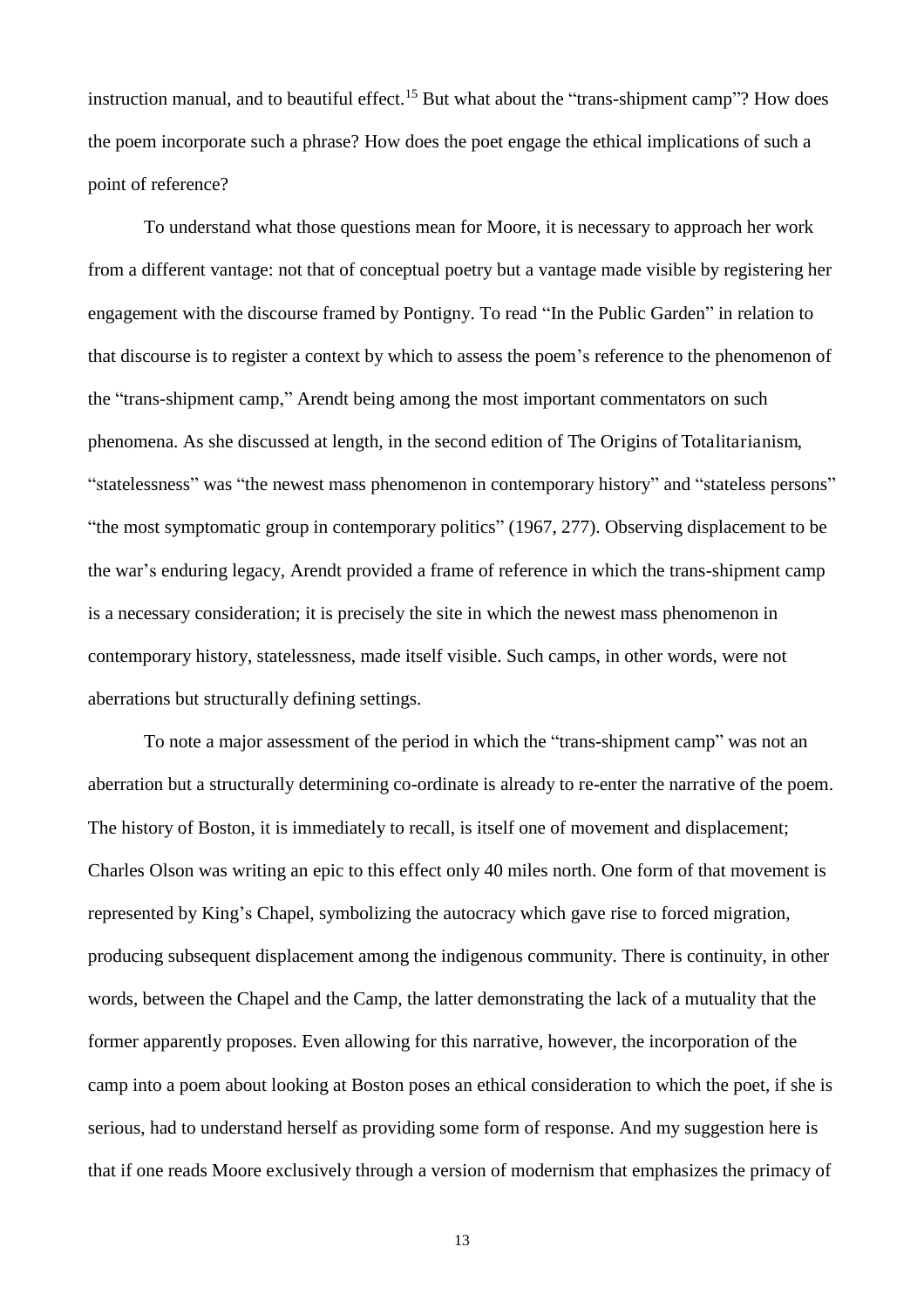instruction manual, and to beautiful effect.[15] But what about the "trans-shipment camp"? How does the poem incorporate such a phrase? How does the poet engage the ethical implications of such a point of reference?

To understand what those questions mean for Moore, it is necessary to approach her work from a different vantage: not that of conceptual poetry but a vantage made visible by registering her engagement with the discourse framed by Pontigny. To read "In the Public Garden" in relation to that discourse is to register a context by which to assess the poem's reference to the phenomenon of the "trans-shipment camp," Arendt being among the most important commentators on such phenomena. As she discussed at length, in the second edition of The Origins of Totalitarianism, "statelessness" was "the newest mass phenomenon in contemporary history" and "stateless persons" "the most symptomatic group in contemporary politics" (1967, 277). Observing displacement to be the war's enduring legacy, Arendt provided a frame of reference in which the trans-shipment camp is a necessary consideration; it is precisely the site in which the newest mass phenomenon in contemporary history, statelessness, made itself visible. Such camps, in other words, were not aberrations but structurally defining settings.

To note a major assessment of the period in which the "trans-shipment camp" was not an aberration but a structurally determining co-ordinate is already to re-enter the narrative of the poem. The history of Boston, it is immediately to recall, is itself one of movement and displacement; Charles Olson was writing an epic to this effect only 40 miles north. One form of that movement is represented by King's Chapel, symbolizing the autocracy which gave rise to forced migration, producing subsequent displacement among the indigenous community. There is continuity, in other words, between the Chapel and the Camp, the latter demonstrating the lack of a mutuality that the former apparently proposes. Even allowing for this narrative, however, the incorporation of the camp into a poem about looking at Boston poses an ethical consideration to which the poet, if she is serious, had to understand herself as providing some form of response. And my suggestion here is that if one reads Moore exclusively through a version of modernism that emphasizes the primacy of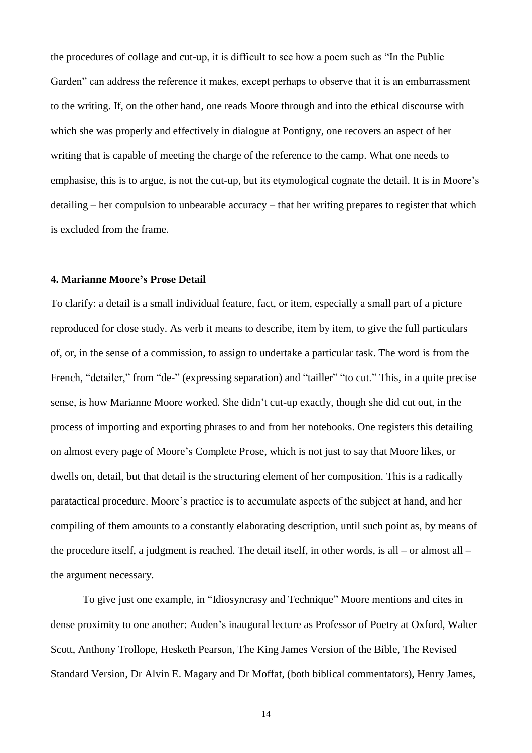the procedures of collage and cut-up, it is difficult to see how a poem such as "In the Public Garden" can address the reference it makes, except perhaps to observe that it is an embarrassment to the writing. If, on the other hand, one reads Moore through and into the ethical discourse with which she was properly and effectively in dialogue at Pontigny, one recovers an aspect of her writing that is capable of meeting the charge of the reference to the camp. What one needs to emphasise, this is to argue, is not the cut-up, but its etymological cognate the detail. It is in Moore's detailing – her compulsion to unbearable accuracy – that her writing prepares to register that which is excluded from the frame.

### 4. Marianne Moore's Prose Detail

To clarify: a detail is a small individual feature, fact, or item, especially a small part of a picture reproduced for close study. As verb it means to describe, item by item, to give the full particulars of, or, in the sense of a commission, to assign to undertake a particular task. The word is from the French, "detailer," from "de-" (expressing separation) and "tailler" "to cut." This, in a quite precise sense, is how Marianne Moore worked. She didn't cut-up exactly, though she did cut out, in the process of importing and exporting phrases to and from her notebooks. One registers this detailing on almost every page of Moore's Complete Prose, which is not just to say that Moore likes, or dwells on, detail, but that detail is the structuring element of her composition. This is a radically paratactical procedure. Moore's practice is to accumulate aspects of the subject at hand, and her compiling of them amounts to a constantly elaborating description, until such point as, by means of the procedure itself, a judgment is reached. The detail itself, in other words, is all – or almost all – the argument necessary.

To give just one example, in "Idiosyncrasy and Technique" Moore mentions and cites in dense proximity to one another: Auden's inaugural lecture as Professor of Poetry at Oxford, Walter Scott, Anthony Trollope, Hesketh Pearson, The King James Version of the Bible, The Revised Standard Version, Dr Alvin E. Magary and Dr Moffat, (both biblical commentators), Henry James,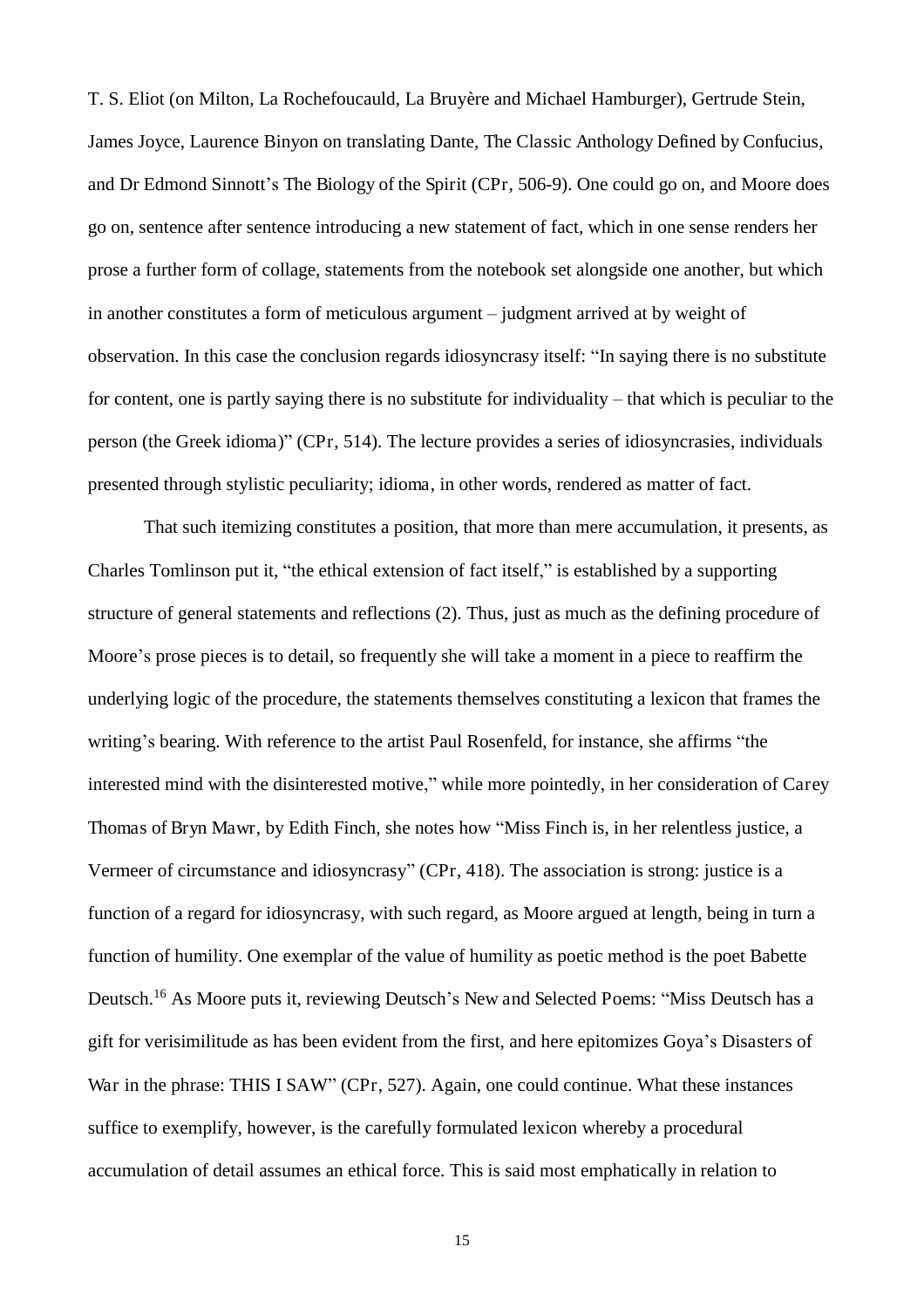T. S. Eliot (on Milton, La Rochefoucauld, La Bruyère and Michael Hamburger), Gertrude Stein, James Joyce, Laurence Binyon on translating Dante, *The Classic Anthology Defined by Confucius*, and Dr Edmond Sinnott's *The Biology of the Spirit* (*CPr*, 506-9). One could go on, and Moore does go on, sentence after sentence introducing a new statement of fact, which in one sense renders her prose a further form of collage, statements from the notebook set alongside one another, but which in another constitutes a form of meticulous argument – judgment arrived at by weight of observation. In this case the conclusion regards idiosyncrasy itself: "In saying there is no substitute for content, one is partly saying there is no substitute for individuality – that which is peculiar to the person (the Greek *idioma*)" (*CPr*, 514). The lecture provides a series of idiosyncrasies, individuals presented through stylistic peculiarity; *idioma*, in other words, rendered as matter of fact.

That such itemizing constitutes a position, that more than mere accumulation, it presents, as Charles Tomlinson put it, "the ethical extension of fact itself," is established by a supporting structure of general statements and reflections (2). Thus, just as much as the defining procedure of Moore's prose pieces is to detail, so frequently she will take a moment in a piece to reaffirm the underlying logic of the procedure, the statements themselves constituting a lexicon that frames the writing's bearing. With reference to the artist Paul Rosenfeld, for instance, she affirms "the interested mind with the disinterested motive," while more pointedly, in her consideration of *Carey Thomas of Bryn Mawr*, by Edith Finch, she notes how "Miss Finch is, in her relentless justice, a Vermeer of circumstance and idiosyncrasy" (*CPr*, 418). The association is strong: justice is a function of a regard for idiosyncrasy, with such regard, as Moore argued at length, being in turn a function of humility. One exemplar of the value of humility as poetic method is the poet Babette Deutsch.[16] As Moore puts it, reviewing Deutsch's *New and Selected Poems*: "Miss Deutsch has a gift for verisimilitude as has been evident from the first, and here epitomizes Goya's *Disasters of War* in the phrase: THIS I SAW" (*CPr*, 527). Again, one could continue. What these instances suffice to exemplify, however, is the carefully formulated lexicon whereby a procedural accumulation of detail assumes an ethical force. This is said most emphatically in relation to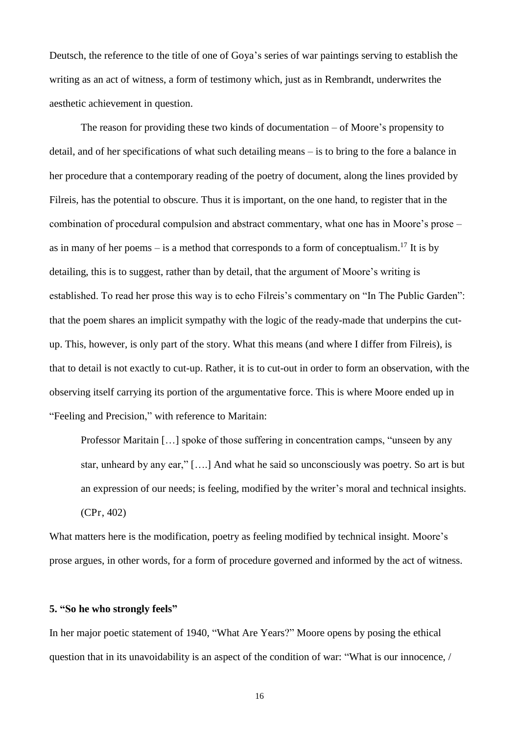Deutsch, the reference to the title of one of Goya's series of war paintings serving to establish the writing as an act of witness, a form of testimony which, just as in Rembrandt, underwrites the aesthetic achievement in question.

The reason for providing these two kinds of documentation – of Moore's propensity to detail, and of her specifications of what such detailing means – is to bring to the fore a balance in her procedure that a contemporary reading of the poetry of document, along the lines provided by Filreis, has the potential to obscure. Thus it is important, on the one hand, to register that in the combination of procedural compulsion and abstract commentary, what one has in Moore's prose – as in many of her poems – is a method that corresponds to a form of conceptualism.[17] It is by detailing, this is to suggest, rather than by detail, that the argument of Moore's writing is established. To read her prose this way is to echo Filreis's commentary on "In The Public Garden": that the poem shares an implicit sympathy with the logic of the ready-made that underpins the cut-up. This, however, is only part of the story. What this means (and where I differ from Filreis), is that to detail is not exactly to cut-up. Rather, it is to cut-out in order to form an observation, with the observing itself carrying its portion of the argumentative force. This is where Moore ended up in "Feeling and Precision," with reference to Maritain:

> Professor Maritain […] spoke of those suffering in concentration camps, "unseen by any star, unheard by any ear," [….] And what he said so unconsciously was poetry. So art is but an expression of our needs; is feeling, modified by the writer's moral and technical insights. (CPr, 402)

What matters here is the modification, poetry as feeling modified by technical insight. Moore's prose argues, in other words, for a form of procedure governed and informed by the act of witness.

### 5. "So he who strongly feels"

In her major poetic statement of 1940, "What Are Years?" Moore opens by posing the ethical question that in its unavoidability is an aspect of the condition of war: "What is our innocence, /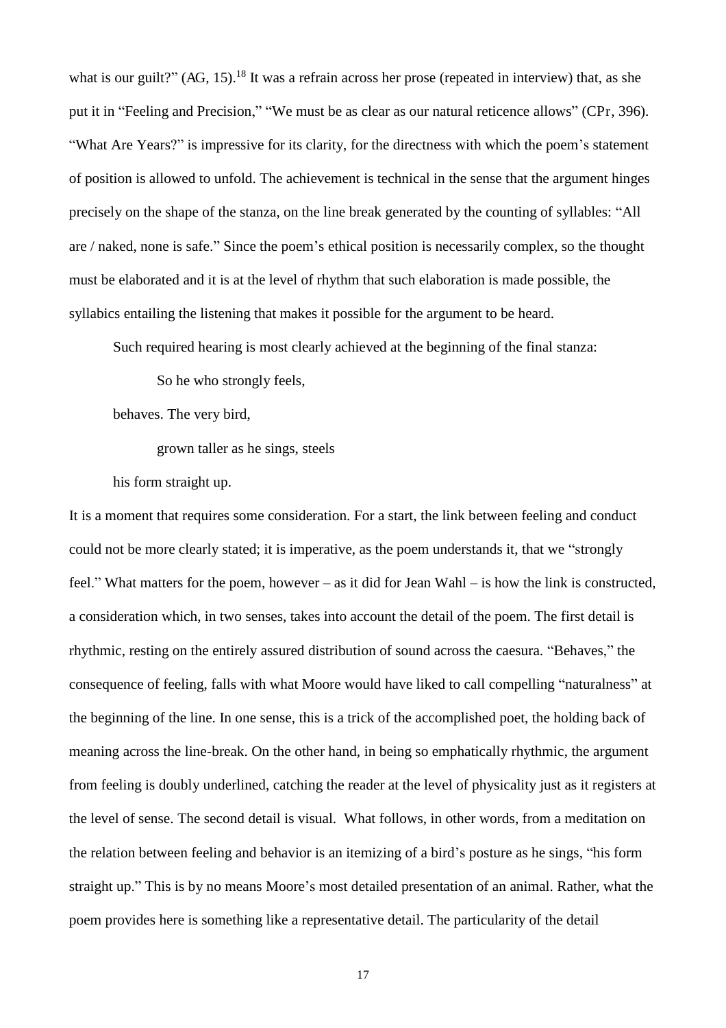what is our guilt?" (AG, 15).[18] It was a refrain across her prose (repeated in interview) that, as she put it in "Feeling and Precision," "We must be as clear as our natural reticence allows" (CPr, 396). "What Are Years?" is impressive for its clarity, for the directness with which the poem's statement of position is allowed to unfold. The achievement is technical in the sense that the argument hinges precisely on the shape of the stanza, on the line break generated by the counting of syllables: "All are / naked, none is safe." Since the poem's ethical position is necessarily complex, so the thought must be elaborated and it is at the level of rhythm that such elaboration is made possible, the syllabics entailing the listening that makes it possible for the argument to be heard.

Such required hearing is most clearly achieved at the beginning of the final stanza:

> So he who strongly feels,
>
> behaves. The very bird,
>
> grown taller as he sings, steels
>
> his form straight up.

It is a moment that requires some consideration. For a start, the link between feeling and conduct could not be more clearly stated; it is imperative, as the poem understands it, that we "strongly feel." What matters for the poem, however – as it did for Jean Wahl – is how the link is constructed, a consideration which, in two senses, takes into account the detail of the poem. The first detail is rhythmic, resting on the entirely assured distribution of sound across the caesura. "Behaves," the consequence of feeling, falls with what Moore would have liked to call compelling "naturalness" at the beginning of the line. In one sense, this is a trick of the accomplished poet, the holding back of meaning across the line-break. On the other hand, in being so emphatically rhythmic, the argument from feeling is doubly underlined, catching the reader at the level of physicality just as it registers at the level of sense. The second detail is visual. What follows, in other words, from a meditation on the relation between feeling and behavior is an itemizing of a bird's posture as he sings, "his form straight up." This is by no means Moore's most detailed presentation of an animal. Rather, what the poem provides here is something like a representative detail. The particularity of the detail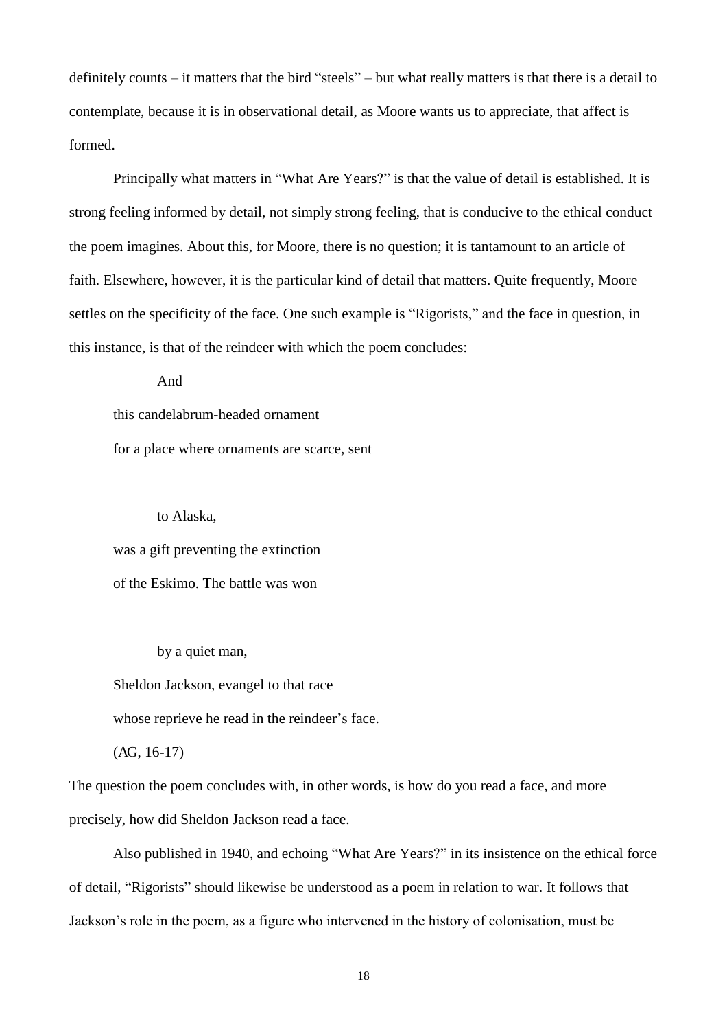definitely counts – it matters that the bird "steels" – but what really matters is that there is a detail to contemplate, because it is in observational detail, as Moore wants us to appreciate, that affect is formed.

Principally what matters in "What Are Years?" is that the value of detail is established. It is strong feeling informed by detail, not simply strong feeling, that is conducive to the ethical conduct the poem imagines. About this, for Moore, there is no question; it is tantamount to an article of faith. Elsewhere, however, it is the particular kind of detail that matters. Quite frequently, Moore settles on the specificity of the face. One such example is "Rigorists," and the face in question, in this instance, is that of the reindeer with which the poem concludes:

> And
>
> this candelabrum-headed ornament
>
> for a place where ornaments are scarce, sent
>
> to Alaska,
>
> was a gift preventing the extinction
>
> of the Eskimo. The battle was won
>
> by a quiet man,
>
> Sheldon Jackson, evangel to that race
>
> whose reprieve he read in the reindeer's face.
>
> (AG, 16-17)

The question the poem concludes with, in other words, is how do you read a face, and more precisely, how did Sheldon Jackson read a face.

Also published in 1940, and echoing "What Are Years?" in its insistence on the ethical force of detail, "Rigorists" should likewise be understood as a poem in relation to war. It follows that Jackson's role in the poem, as a figure who intervened in the history of colonisation, must be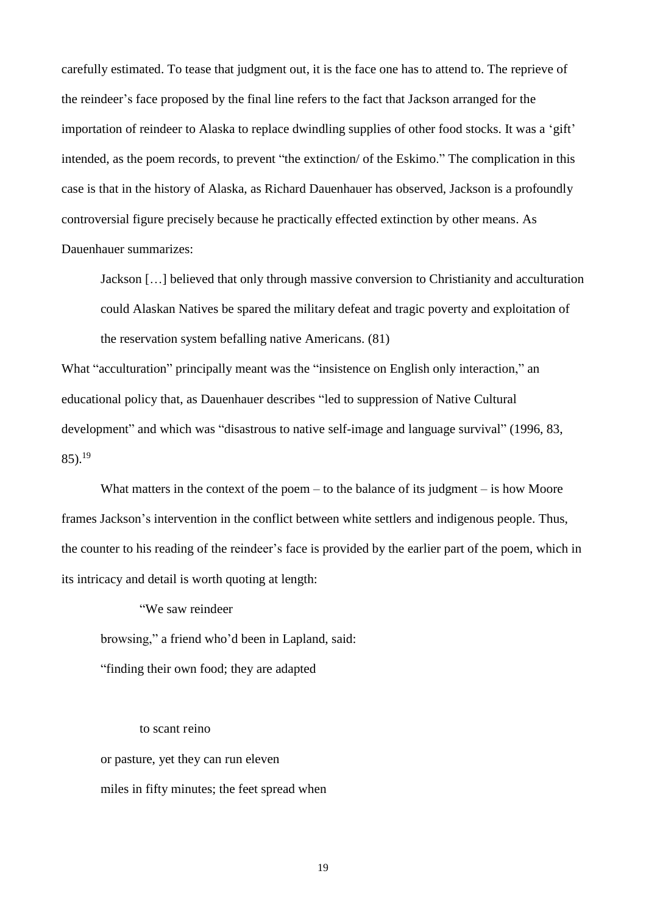carefully estimated. To tease that judgment out, it is the face one has to attend to. The reprieve of the reindeer's face proposed by the final line refers to the fact that Jackson arranged for the importation of reindeer to Alaska to replace dwindling supplies of other food stocks. It was a 'gift' intended, as the poem records, to prevent "the extinction/ of the Eskimo." The complication in this case is that in the history of Alaska, as Richard Dauenhauer has observed, Jackson is a profoundly controversial figure precisely because he practically effected extinction by other means. As Dauenhauer summarizes:

> Jackson […] believed that only through massive conversion to Christianity and acculturation could Alaskan Natives be spared the military defeat and tragic poverty and exploitation of the reservation system befalling native Americans. (81)

What "acculturation" principally meant was the "insistence on English only interaction," an educational policy that, as Dauenhauer describes "led to suppression of Native Cultural development" and which was "disastrous to native self-image and language survival" (1996, 83, 85).[19]

What matters in the context of the poem – to the balance of its judgment – is how Moore frames Jackson's intervention in the conflict between white settlers and indigenous people. Thus, the counter to his reading of the reindeer's face is provided by the earlier part of the poem, which in its intricacy and detail is worth quoting at length:

> "We saw reindeer
> browsing," a friend who'd been in Lapland, said:
> "finding their own food; they are adapted
>
> to scant reino
> or pasture, yet they can run eleven
> miles in fifty minutes; the feet spread when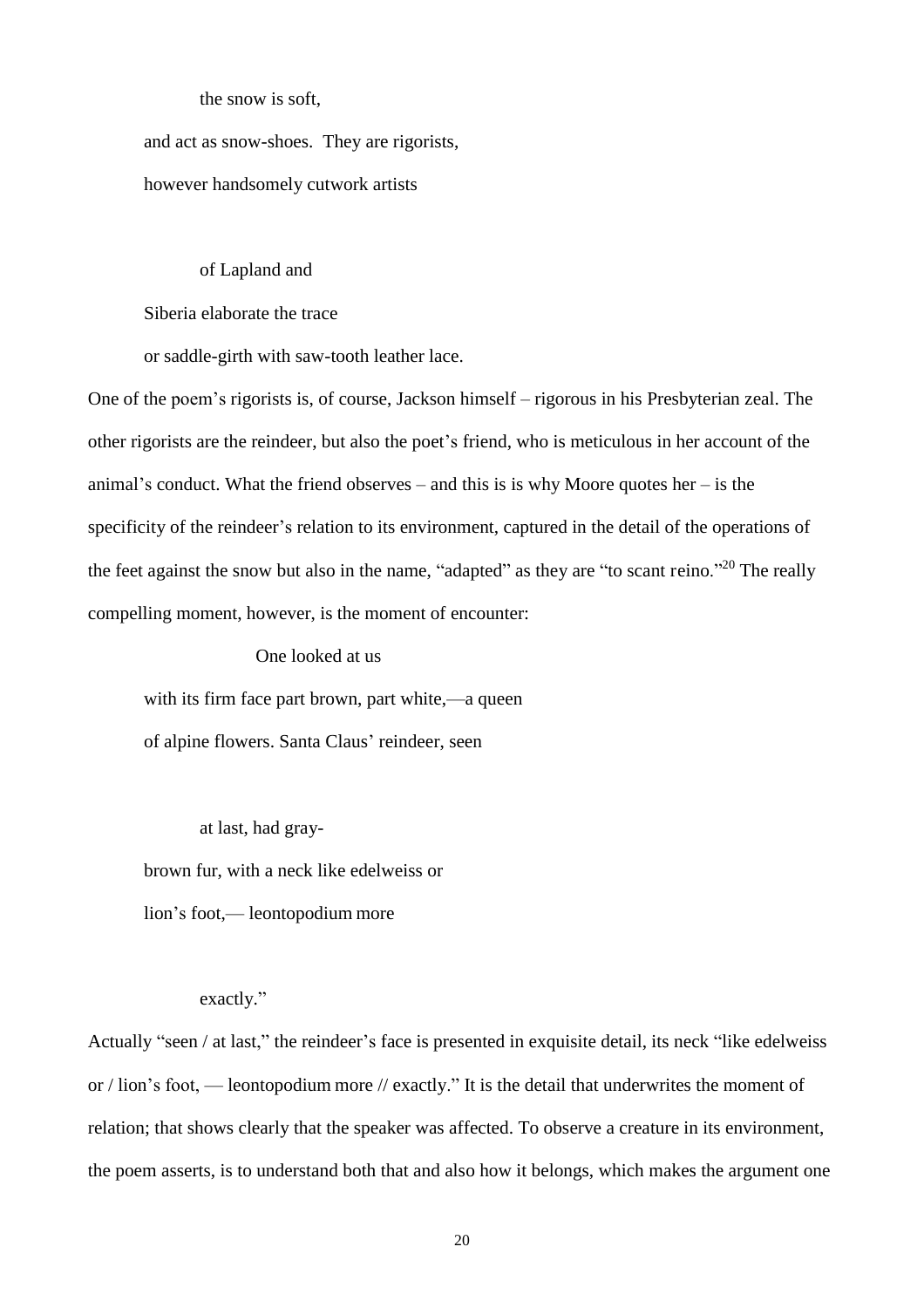the snow is soft,

and act as snow-shoes. They are rigorists,

however handsomely cutwork artists

of Lapland and

Siberia elaborate the trace

or saddle-girth with saw-tooth leather lace.

One of the poem's rigorists is, of course, Jackson himself – rigorous in his Presbyterian zeal. The other rigorists are the reindeer, but also the poet's friend, who is meticulous in her account of the animal's conduct. What the friend observes – and this is is why Moore quotes her – is the specificity of the reindeer's relation to its environment, captured in the detail of the operations of the feet against the snow but also in the name, "adapted" as they are "to scant reino."[20] The really compelling moment, however, is the moment of encounter:

One looked at us

with its firm face part brown, part white,—a queen

of alpine flowers. Santa Claus' reindeer, seen

at last, had gray-

brown fur, with a neck like edelweiss or

lion's foot,— leontopodium more

exactly."

Actually "seen / at last," the reindeer's face is presented in exquisite detail, its neck "like edelweiss or / lion's foot, — leontopodium more // exactly." It is the detail that underwrites the moment of relation; that shows clearly that the speaker was affected. To observe a creature in its environment, the poem asserts, is to understand both that and also how it belongs, which makes the argument one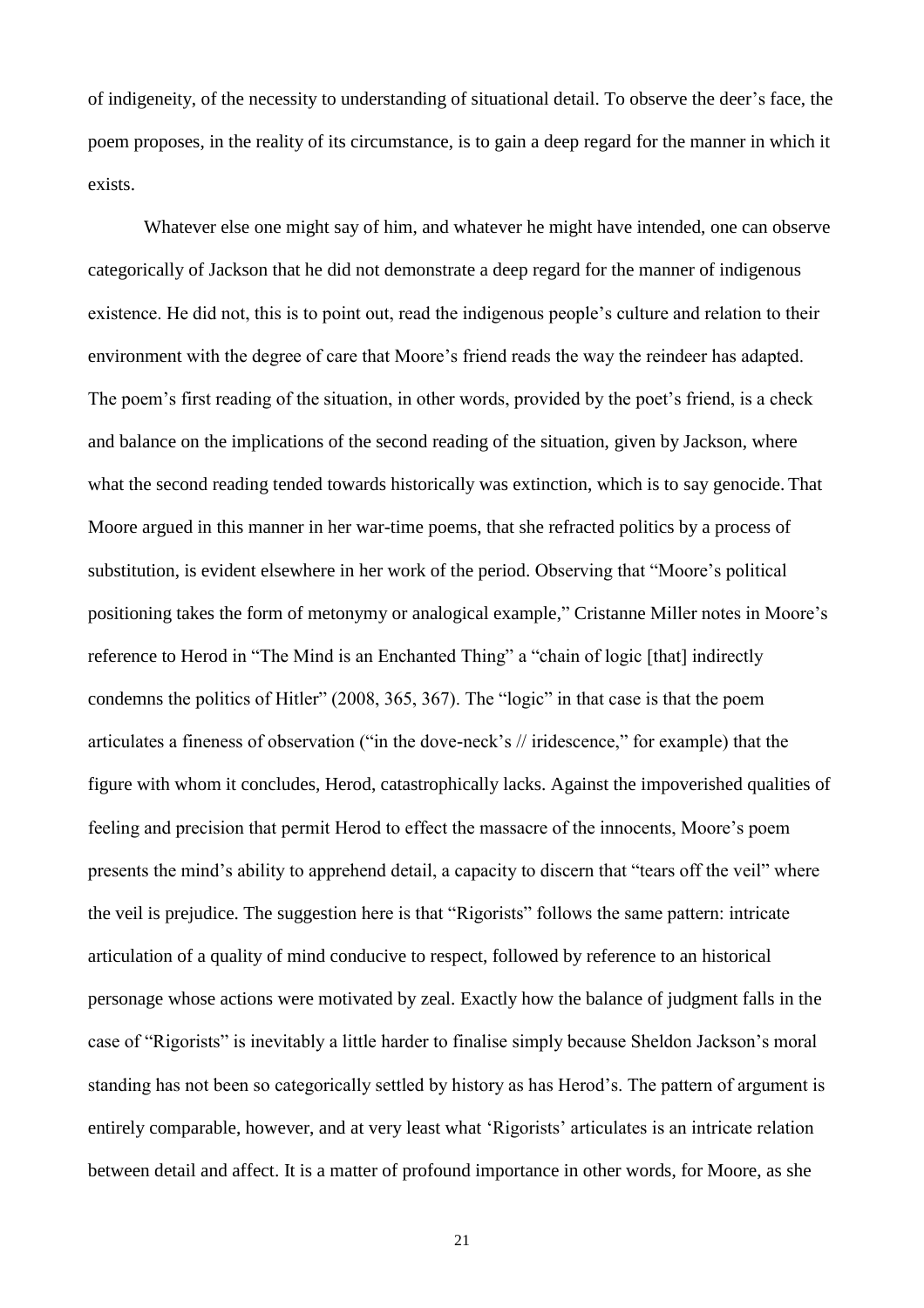of indigeneity, of the necessity to understanding of situational detail. To observe the deer's face, the poem proposes, in the reality of its circumstance, is to gain a deep regard for the manner in which it exists.

Whatever else one might say of him, and whatever he might have intended, one can observe categorically of Jackson that he did not demonstrate a deep regard for the manner of indigenous existence. He did not, this is to point out, read the indigenous people's culture and relation to their environment with the degree of care that Moore's friend reads the way the reindeer has adapted. The poem's first reading of the situation, in other words, provided by the poet's friend, is a check and balance on the implications of the second reading of the situation, given by Jackson, where what the second reading tended towards historically was extinction, which is to say genocide. That Moore argued in this manner in her war-time poems, that she refracted politics by a process of substitution, is evident elsewhere in her work of the period. Observing that "Moore's political positioning takes the form of metonymy or analogical example," Cristanne Miller notes in Moore's reference to Herod in "The Mind is an Enchanted Thing" a "chain of logic [that] indirectly condemns the politics of Hitler" (2008, 365, 367). The "logic" in that case is that the poem articulates a fineness of observation ("in the dove-neck's // iridescence," for example) that the figure with whom it concludes, Herod, catastrophically lacks. Against the impoverished qualities of feeling and precision that permit Herod to effect the massacre of the innocents, Moore's poem presents the mind's ability to apprehend detail, a capacity to discern that "tears off the veil" where the veil is prejudice. The suggestion here is that "Rigorists" follows the same pattern: intricate articulation of a quality of mind conducive to respect, followed by reference to an historical personage whose actions were motivated by zeal. Exactly how the balance of judgment falls in the case of "Rigorists" is inevitably a little harder to finalise simply because Sheldon Jackson's moral standing has not been so categorically settled by history as has Herod's. The pattern of argument is entirely comparable, however, and at very least what 'Rigorists' articulates is an intricate relation between detail and affect. It is a matter of profound importance in other words, for Moore, as she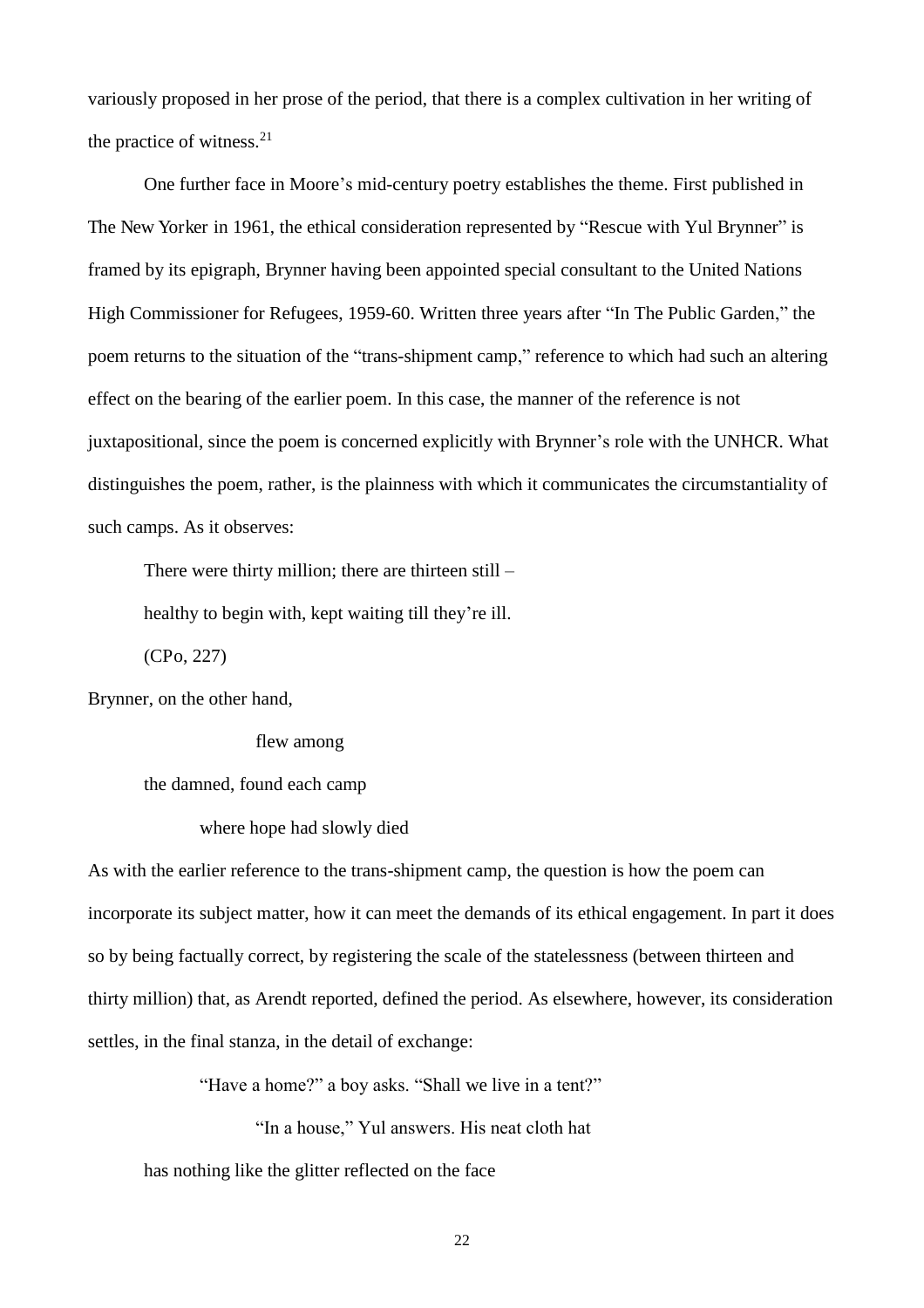variously proposed in her prose of the period, that there is a complex cultivation in her writing of the practice of witness.[21]

One further face in Moore's mid-century poetry establishes the theme. First published in The New Yorker in 1961, the ethical consideration represented by "Rescue with Yul Brynner" is framed by its epigraph, Brynner having been appointed special consultant to the United Nations High Commissioner for Refugees, 1959-60. Written three years after "In The Public Garden," the poem returns to the situation of the "trans-shipment camp," reference to which had such an altering effect on the bearing of the earlier poem. In this case, the manner of the reference is not juxtapositional, since the poem is concerned explicitly with Brynner's role with the UNHCR. What distinguishes the poem, rather, is the plainness with which it communicates the circumstantiality of such camps. As it observes:

> There were thirty million; there are thirteen still –
>
> healthy to begin with, kept waiting till they're ill.
>
> (CPo, 227)

Brynner, on the other hand,

> flew among
>
> the damned, found each camp
>
> where hope had slowly died

As with the earlier reference to the trans-shipment camp, the question is how the poem can incorporate its subject matter, how it can meet the demands of its ethical engagement. In part it does so by being factually correct, by registering the scale of the statelessness (between thirteen and thirty million) that, as Arendt reported, defined the period. As elsewhere, however, its consideration settles, in the final stanza, in the detail of exchange:

> "Have a home?" a boy asks. "Shall we live in a tent?"
>
> "In a house," Yul answers. His neat cloth hat
>
> has nothing like the glitter reflected on the face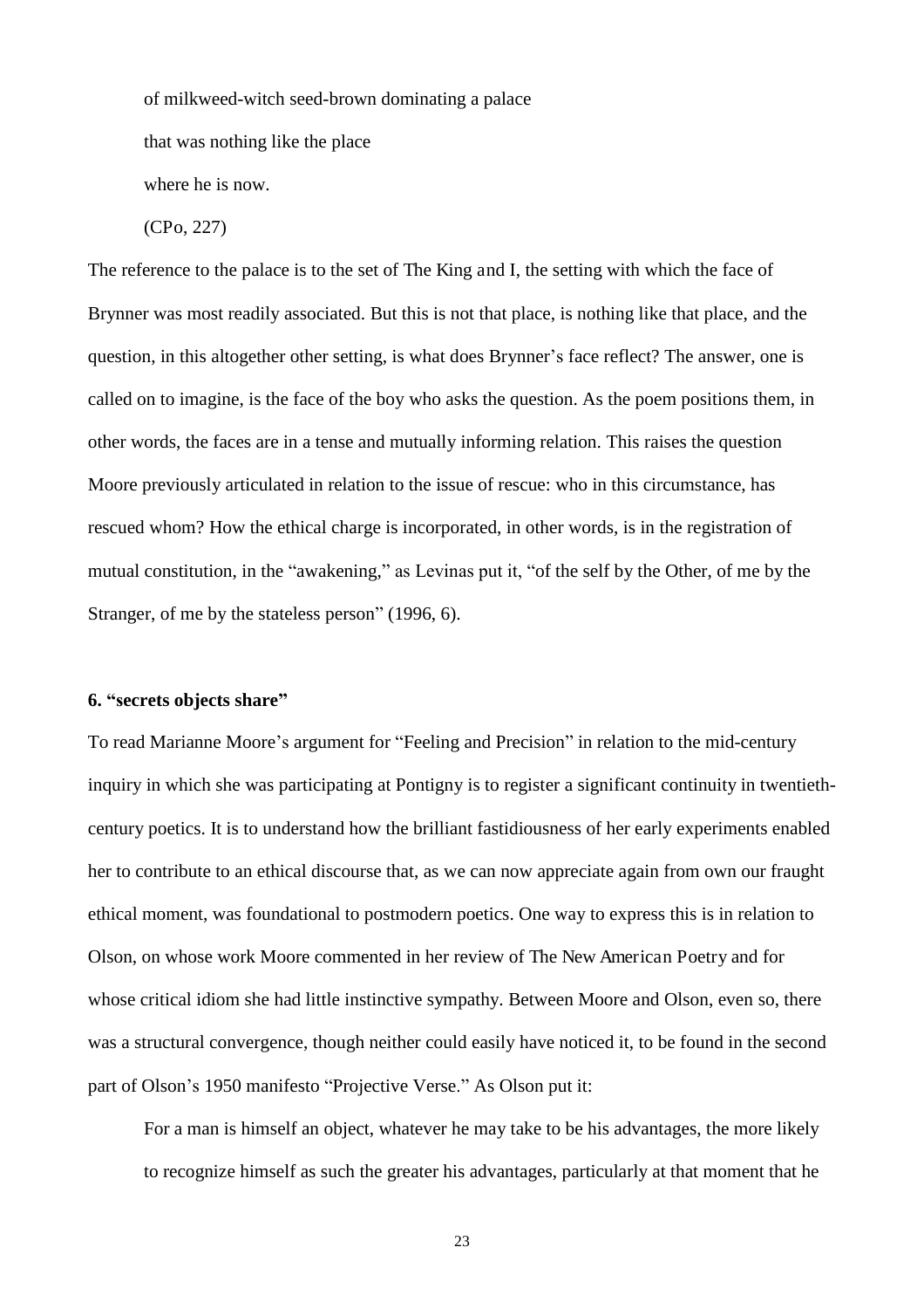of milkweed-witch seed-brown dominating a palace

that was nothing like the place

where he is now.

(CPo, 227)

The reference to the palace is to the set of The King and I, the setting with which the face of Brynner was most readily associated. But this is not that place, is nothing like that place, and the question, in this altogether other setting, is what does Brynner's face reflect? The answer, one is called on to imagine, is the face of the boy who asks the question. As the poem positions them, in other words, the faces are in a tense and mutually informing relation. This raises the question Moore previously articulated in relation to the issue of rescue: who in this circumstance, has rescued whom? How the ethical charge is incorporated, in other words, is in the registration of mutual constitution, in the "awakening," as Levinas put it, "of the self by the Other, of me by the Stranger, of me by the stateless person" (1996, 6).

### 6. "secrets objects share"

To read Marianne Moore's argument for "Feeling and Precision" in relation to the mid-century inquiry in which she was participating at Pontigny is to register a significant continuity in twentieth-century poetics. It is to understand how the brilliant fastidiousness of her early experiments enabled her to contribute to an ethical discourse that, as we can now appreciate again from own our fraught ethical moment, was foundational to postmodern poetics. One way to express this is in relation to Olson, on whose work Moore commented in her review of The New American Poetry and for whose critical idiom she had little instinctive sympathy. Between Moore and Olson, even so, there was a structural convergence, though neither could easily have noticed it, to be found in the second part of Olson's 1950 manifesto "Projective Verse." As Olson put it:

> For a man is himself an object, whatever he may take to be his advantages, the more likely to recognize himself as such the greater his advantages, particularly at that moment that he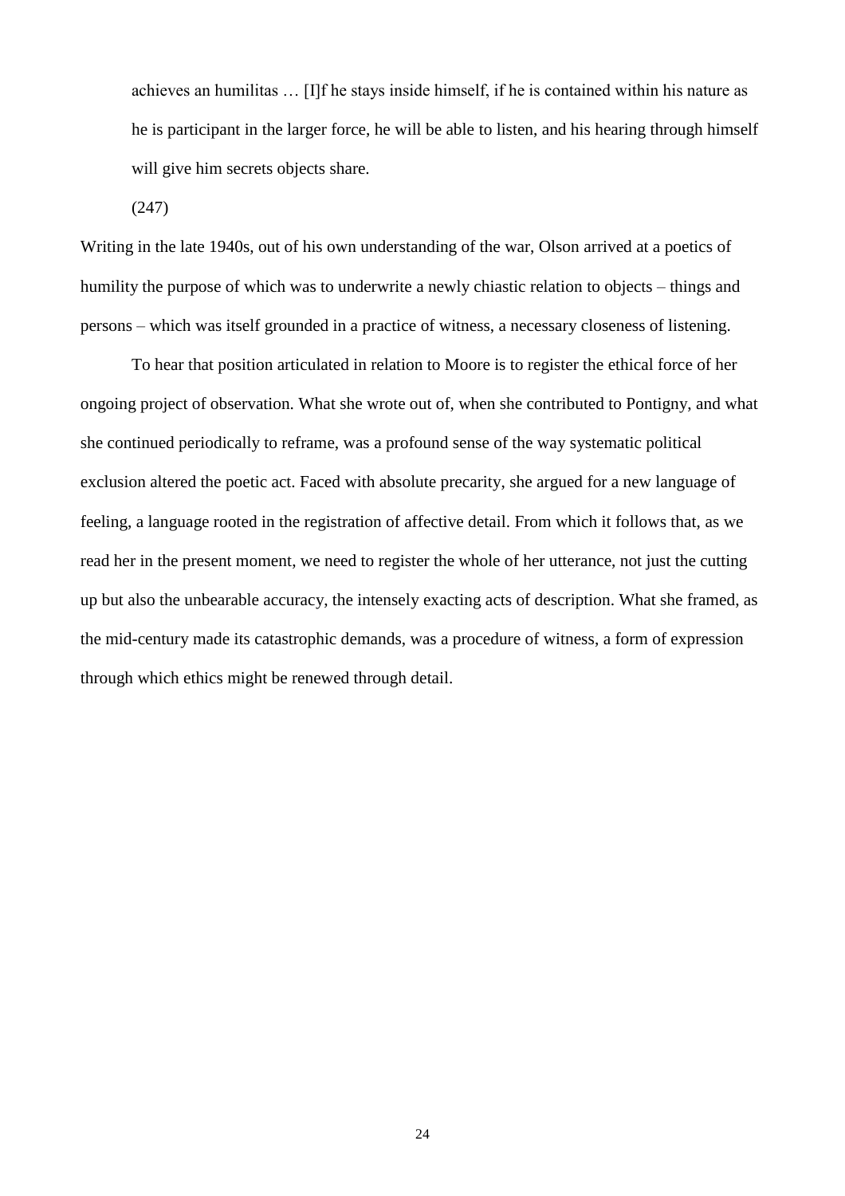> achieves an humilitas … [I]f he stays inside himself, if he is contained within his nature as he is participant in the larger force, he will be able to listen, and his hearing through himself will give him secrets objects share.
>
> (247)

Writing in the late 1940s, out of his own understanding of the war, Olson arrived at a poetics of humility the purpose of which was to underwrite a newly chiastic relation to objects – things and persons – which was itself grounded in a practice of witness, a necessary closeness of listening.

To hear that position articulated in relation to Moore is to register the ethical force of her ongoing project of observation. What she wrote out of, when she contributed to Pontigny, and what she continued periodically to reframe, was a profound sense of the way systematic political exclusion altered the poetic act. Faced with absolute precarity, she argued for a new language of feeling, a language rooted in the registration of affective detail. From which it follows that, as we read her in the present moment, we need to register the whole of her utterance, not just the cutting up but also the unbearable accuracy, the intensely exacting acts of description. What she framed, as the mid-century made its catastrophic demands, was a procedure of witness, a form of expression through which ethics might be renewed through detail.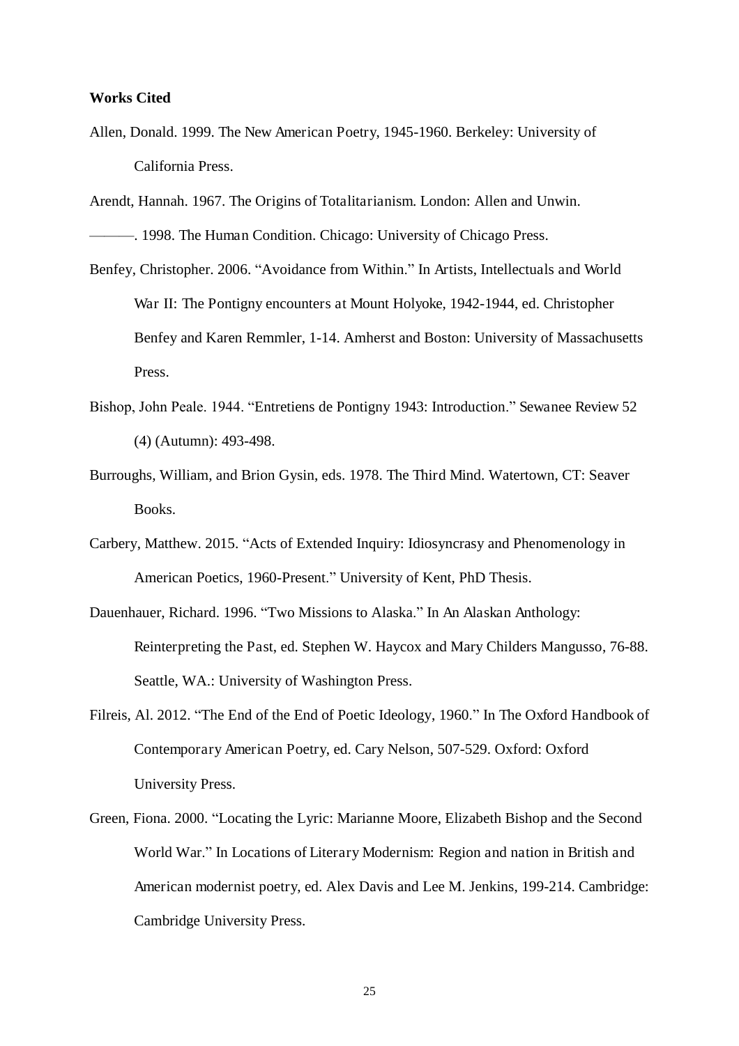**Works Cited**

Allen, Donald. 1999. The New American Poetry, 1945-1960. Berkeley: University of California Press.

Arendt, Hannah. 1967. The Origins of Totalitarianism. London: Allen and Unwin.

———. 1998. The Human Condition. Chicago: University of Chicago Press.

Benfey, Christopher. 2006. "Avoidance from Within." In Artists, Intellectuals and World War II: The Pontigny encounters at Mount Holyoke, 1942-1944, ed. Christopher Benfey and Karen Remmler, 1-14. Amherst and Boston: University of Massachusetts Press.

Bishop, John Peale. 1944. "Entretiens de Pontigny 1943: Introduction." Sewanee Review 52 (4) (Autumn): 493-498.

Burroughs, William, and Brion Gysin, eds. 1978. The Third Mind. Watertown, CT: Seaver Books.

Carbery, Matthew. 2015. "Acts of Extended Inquiry: Idiosyncrasy and Phenomenology in American Poetics, 1960-Present." University of Kent, PhD Thesis.

Dauenhauer, Richard. 1996. "Two Missions to Alaska." In An Alaskan Anthology: Reinterpreting the Past, ed. Stephen W. Haycox and Mary Childers Mangusso, 76-88. Seattle, WA.: University of Washington Press.

Filreis, Al. 2012. "The End of the End of Poetic Ideology, 1960." In The Oxford Handbook of Contemporary American Poetry, ed. Cary Nelson, 507-529. Oxford: Oxford University Press.

Green, Fiona. 2000. "Locating the Lyric: Marianne Moore, Elizabeth Bishop and the Second World War." In Locations of Literary Modernism: Region and nation in British and American modernist poetry, ed. Alex Davis and Lee M. Jenkins, 199-214. Cambridge: Cambridge University Press.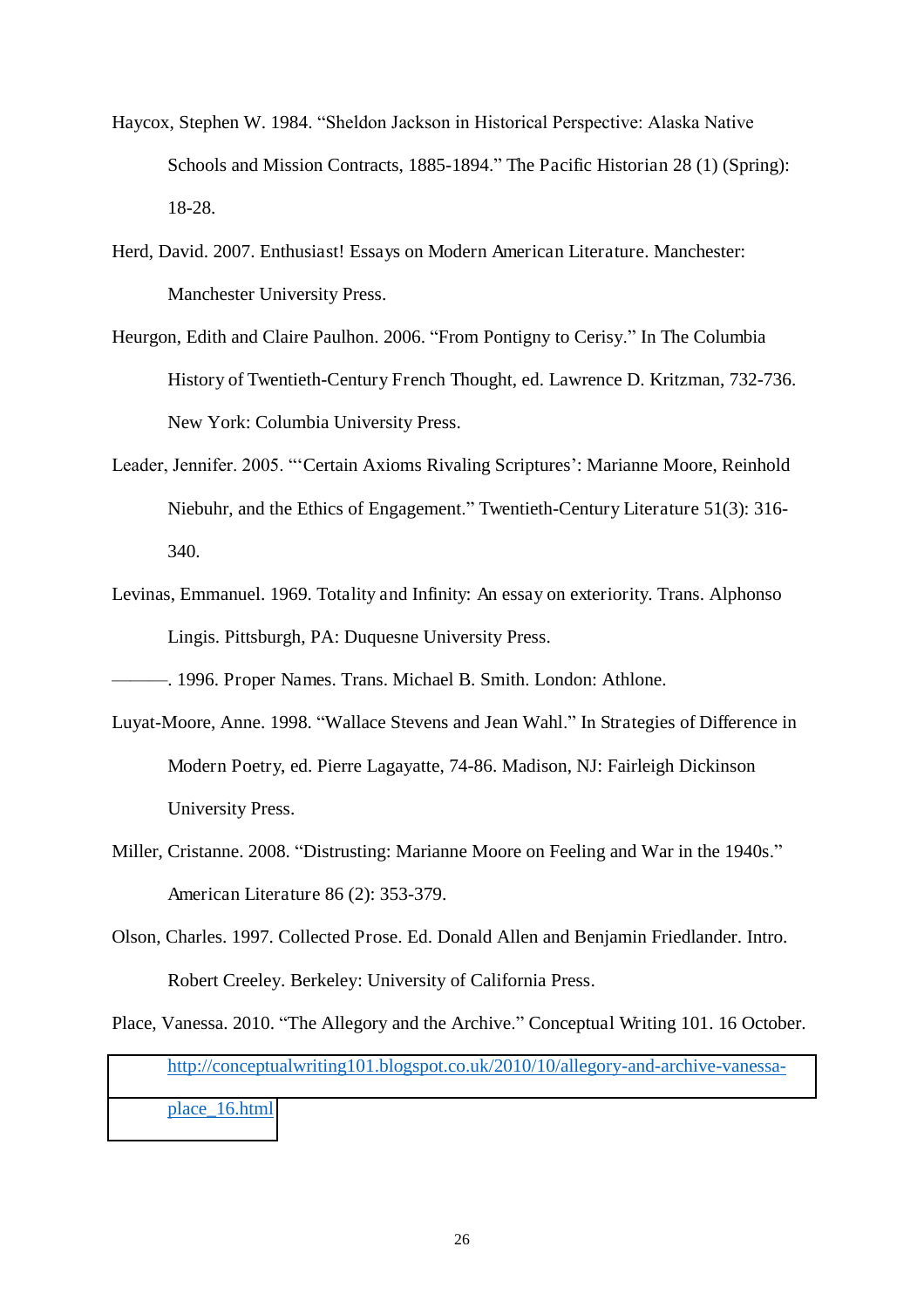Haycox, Stephen W. 1984. "Sheldon Jackson in Historical Perspective: Alaska Native Schools and Mission Contracts, 1885-1894." The Pacific Historian 28 (1) (Spring): 18-28.

Herd, David. 2007. Enthusiast! Essays on Modern American Literature. Manchester: Manchester University Press.

Heurgon, Edith and Claire Paulhon. 2006. "From Pontigny to Cerisy." In The Columbia History of Twentieth-Century French Thought, ed. Lawrence D. Kritzman, 732-736. New York: Columbia University Press.

Leader, Jennifer. 2005. "'Certain Axioms Rivaling Scriptures': Marianne Moore, Reinhold Niebuhr, and the Ethics of Engagement." Twentieth-Century Literature 51(3): 316-340.

Levinas, Emmanuel. 1969. Totality and Infinity: An essay on exteriority. Trans. Alphonso Lingis. Pittsburgh, PA: Duquesne University Press.

———. 1996. Proper Names. Trans. Michael B. Smith. London: Athlone.

Luyat-Moore, Anne. 1998. "Wallace Stevens and Jean Wahl." In Strategies of Difference in Modern Poetry, ed. Pierre Lagayatte, 74-86. Madison, NJ: Fairleigh Dickinson University Press.

Miller, Cristanne. 2008. "Distrusting: Marianne Moore on Feeling and War in the 1940s." American Literature 86 (2): 353-379.

Olson, Charles. 1997. Collected Prose. Ed. Donald Allen and Benjamin Friedlander. Intro. Robert Creeley. Berkeley: University of California Press.

Place, Vanessa. 2010. "The Allegory and the Archive." Conceptual Writing 101. 16 October. http://conceptualwriting101.blogspot.co.uk/2010/10/allegory-and-archive-vanessa-place_16.html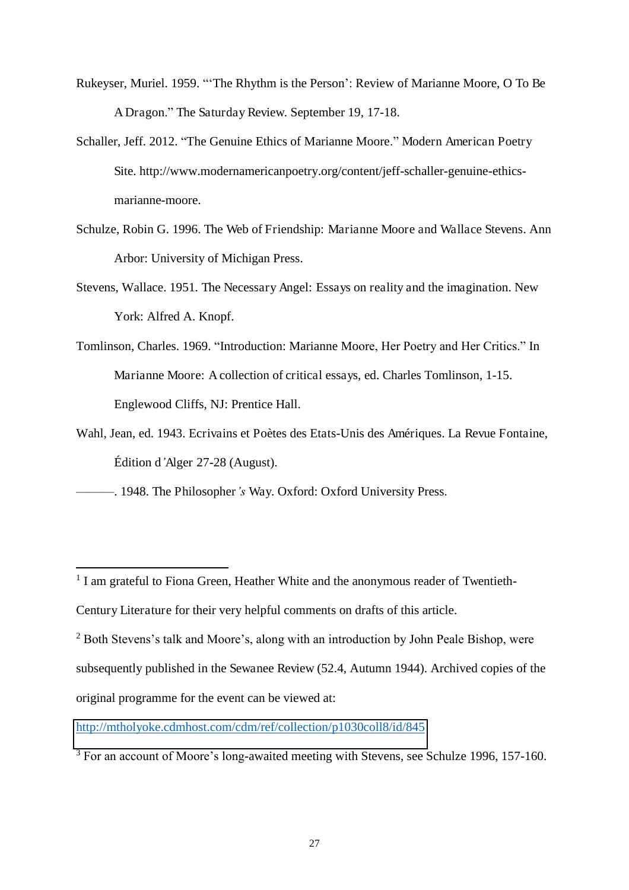Rukeyser, Muriel. 1959. "'The Rhythm is the Person': Review of Marianne Moore, O To Be A Dragon." The Saturday Review. September 19, 17-18.

Schaller, Jeff. 2012. "The Genuine Ethics of Marianne Moore." Modern American Poetry Site. http://www.modernamericanpoetry.org/content/jeff-schaller-genuine-ethics-marianne-moore.

Schulze, Robin G. 1996. The Web of Friendship: Marianne Moore and Wallace Stevens. Ann Arbor: University of Michigan Press.

Stevens, Wallace. 1951. The Necessary Angel: Essays on reality and the imagination. New York: Alfred A. Knopf.

Tomlinson, Charles. 1969. "Introduction: Marianne Moore, Her Poetry and Her Critics." In Marianne Moore: A collection of critical essays, ed. Charles Tomlinson, 1-15. Englewood Cliffs, NJ: Prentice Hall.

Wahl, Jean, ed. 1943. Ecrivains et Poètes des Etats-Unis des Amériques. La Revue Fontaine, Édition d'Alger 27-28 (August).

———. 1948. The Philosopher's Way. Oxford: Oxford University Press.

---

[1] I am grateful to Fiona Green, Heather White and the anonymous reader of Twentieth-Century Literature for their very helpful comments on drafts of this article.

[2] Both Stevens's talk and Moore's, along with an introduction by John Peale Bishop, were subsequently published in the Sewanee Review (52.4, Autumn 1944). Archived copies of the original programme for the event can be viewed at: http://mtholyoke.cdmhost.com/cdm/ref/collection/p1030coll8/id/845

[3] For an account of Moore's long-awaited meeting with Stevens, see Schulze 1996, 157-160.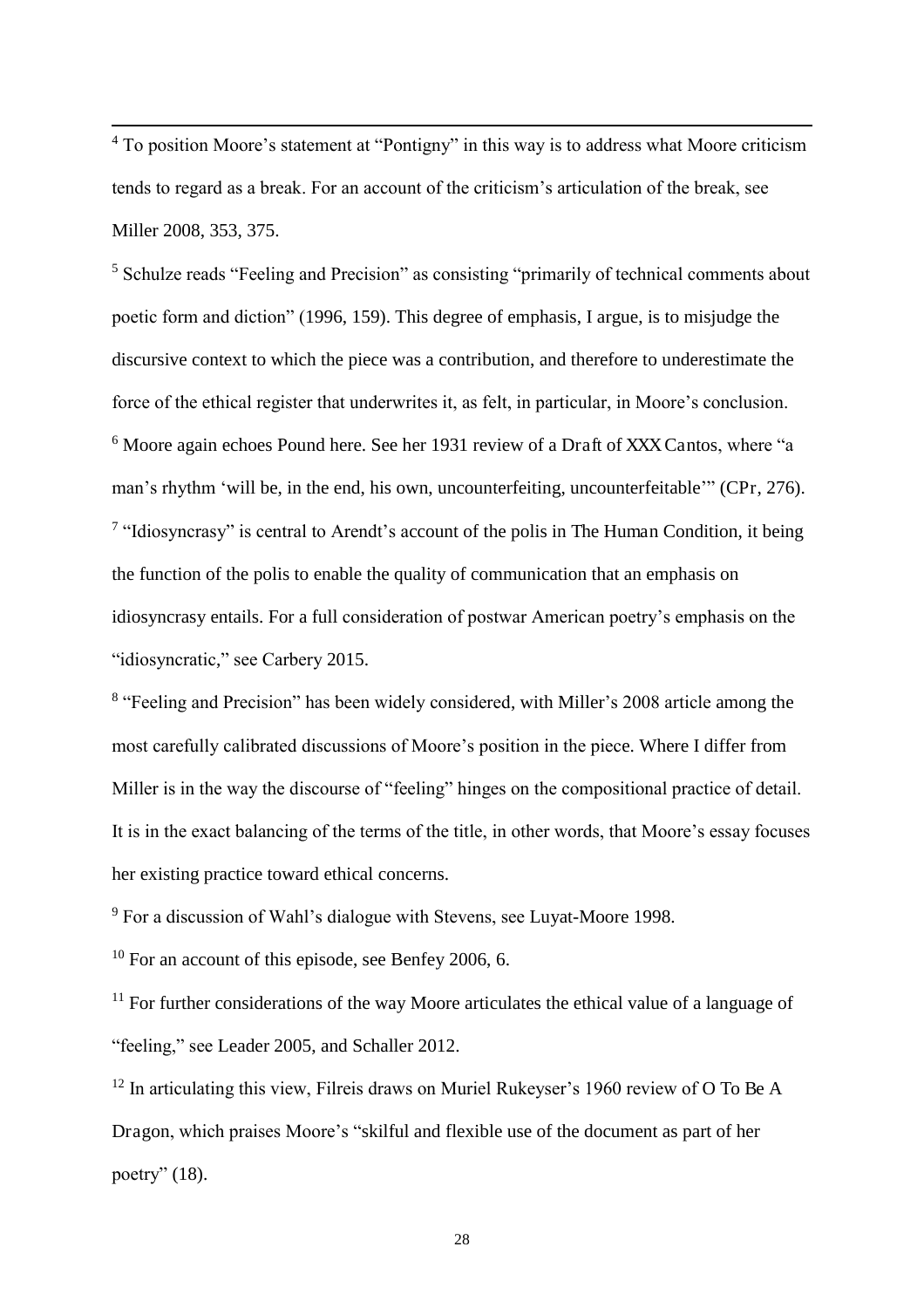[4] To position Moore's statement at "Pontigny" in this way is to address what Moore criticism tends to regard as a break. For an account of the criticism's articulation of the break, see Miller 2008, 353, 375.

[5] Schulze reads "Feeling and Precision" as consisting "primarily of technical comments about poetic form and diction" (1996, 159). This degree of emphasis, I argue, is to misjudge the discursive context to which the piece was a contribution, and therefore to underestimate the force of the ethical register that underwrites it, as felt, in particular, in Moore's conclusion.

[6] Moore again echoes Pound here. See her 1931 review of a *Draft of XXX Cantos*, where "a man's rhythm 'will be, in the end, his own, uncounterfeiting, uncounterfeitable'" (*CPr*, 276).

[7] "Idiosyncrasy" is central to Arendt's account of the polis in *The Human Condition*, it being the function of the polis to enable the quality of communication that an emphasis on idiosyncrasy entails. For a full consideration of postwar American poetry's emphasis on the "idiosyncratic," see Carbery 2015.

[8] "Feeling and Precision" has been widely considered, with Miller's 2008 article among the most carefully calibrated discussions of Moore's position in the piece. Where I differ from Miller is in the way the discourse of "feeling" hinges on the compositional practice of detail. It is in the exact balancing of the terms of the title, in other words, that Moore's essay focuses her existing practice toward ethical concerns.

[9] For a discussion of Wahl's dialogue with Stevens, see Luyat-Moore 1998.

[10] For an account of this episode, see Benfey 2006, 6.

[11] For further considerations of the way Moore articulates the ethical value of a language of "feeling," see Leader 2005, and Schaller 2012.

[12] In articulating this view, Filreis draws on Muriel Rukeyser's 1960 review of *O To Be A Dragon*, which praises Moore's "skilful and flexible use of the document as part of her poetry" (18).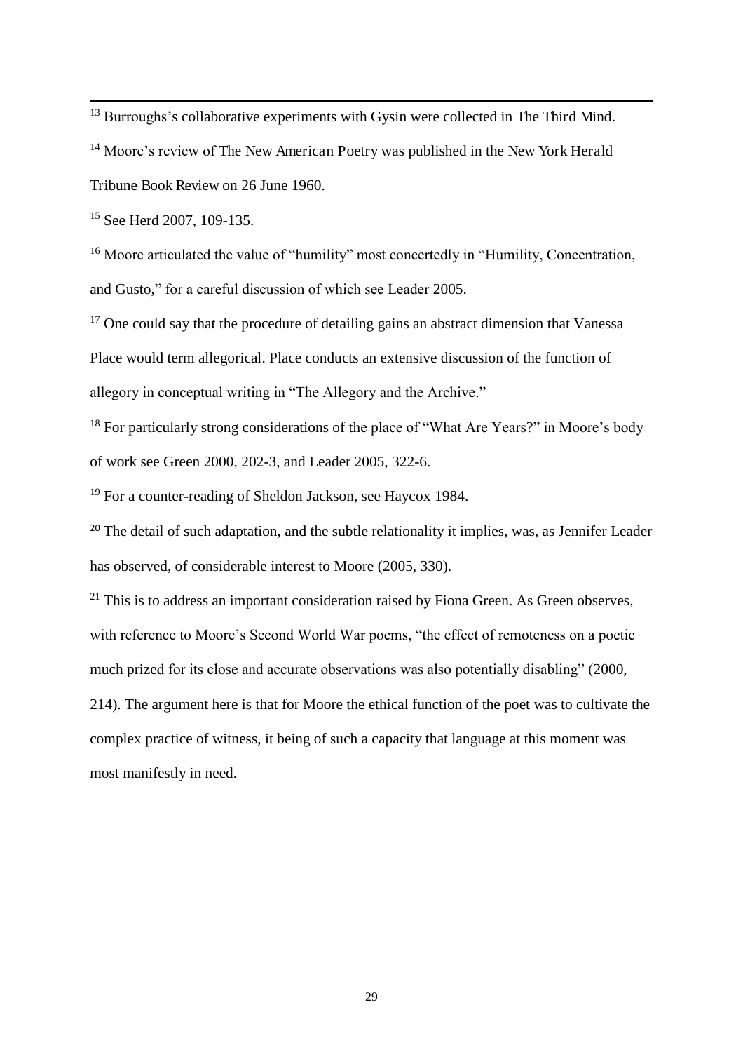[13] Burroughs's collaborative experiments with Gysin were collected in The Third Mind.

[14] Moore's review of The New American Poetry was published in the New York Herald Tribune Book Review on 26 June 1960.

[15] See Herd 2007, 109-135.

[16] Moore articulated the value of "humility" most concertedly in "Humility, Concentration, and Gusto," for a careful discussion of which see Leader 2005.

[17] One could say that the procedure of detailing gains an abstract dimension that Vanessa Place would term allegorical. Place conducts an extensive discussion of the function of allegory in conceptual writing in "The Allegory and the Archive."

[18] For particularly strong considerations of the place of "What Are Years?" in Moore's body of work see Green 2000, 202-3, and Leader 2005, 322-6.

[19] For a counter-reading of Sheldon Jackson, see Haycox 1984.

[20] The detail of such adaptation, and the subtle relationality it implies, was, as Jennifer Leader has observed, of considerable interest to Moore (2005, 330).

[21] This is to address an important consideration raised by Fiona Green. As Green observes, with reference to Moore's Second World War poems, "the effect of remoteness on a poetic much prized for its close and accurate observations was also potentially disabling" (2000, 214). The argument here is that for Moore the ethical function of the poet was to cultivate the complex practice of witness, it being of such a capacity that language at this moment was most manifestly in need.